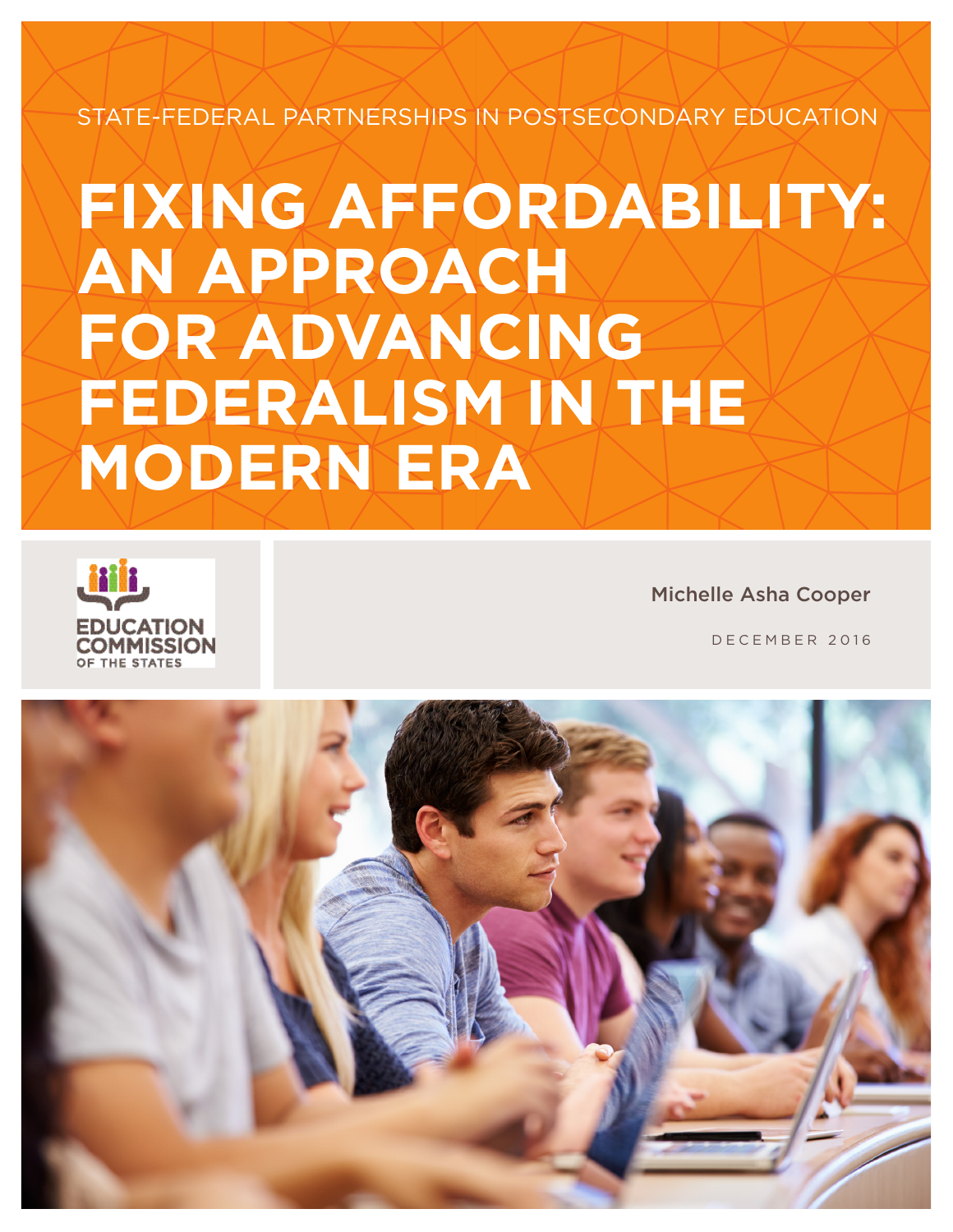STATE-FEDERAL PARTNERSHIPS IN POSTSECONDARY EDUCATION

# FIXING AFFORDABILITY: AN APPROACH FOR ADVANCING FEDERALISM IN THE MODERN ERA

EDUCATION COMMISSION OF THE STATES

Michelle Asha Cooper

DECEMBER 2016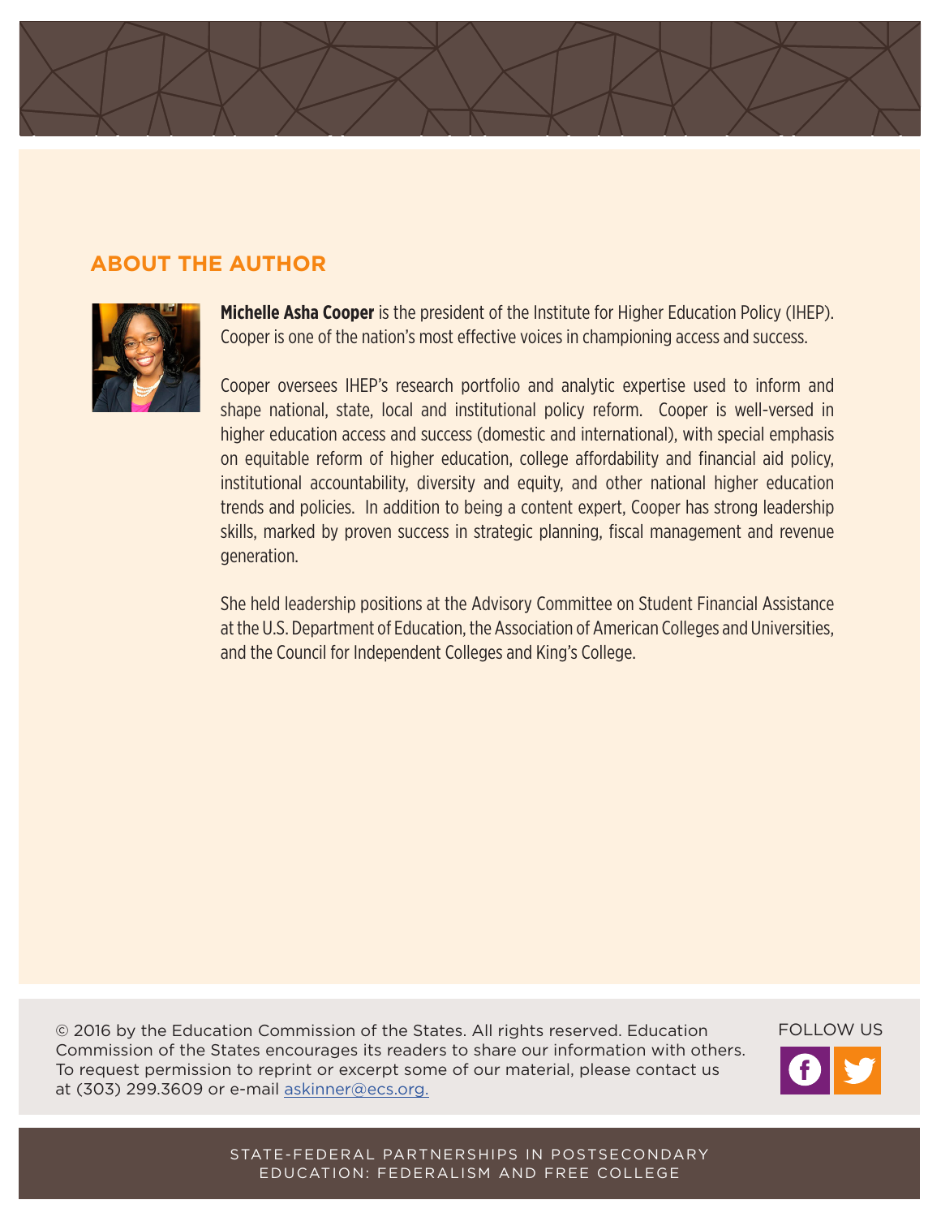## ABOUT THE AUTHOR

**Michelle Asha Cooper** is the president of the Institute for Higher Education Policy (IHEP). Cooper is one of the nation's most effective voices in championing access and success.

Cooper oversees IHEP's research portfolio and analytic expertise used to inform and shape national, state, local and institutional policy reform. Cooper is well-versed in higher education access and success (domestic and international), with special emphasis on equitable reform of higher education, college affordability and financial aid policy, institutional accountability, diversity and equity, and other national higher education trends and policies. In addition to being a content expert, Cooper has strong leadership skills, marked by proven success in strategic planning, fiscal management and revenue generation.

She held leadership positions at the Advisory Committee on Student Financial Assistance at the U.S. Department of Education, the Association of American Colleges and Universities, and the Council for Independent Colleges and King's College.

© 2016 by the Education Commission of the States. All rights reserved. Education Commission of the States encourages its readers to share our information with others. To request permission to reprint or excerpt some of our material, please contact us at (303) 299.3609 or e-mail askinner@ecs.org.

FOLLOW US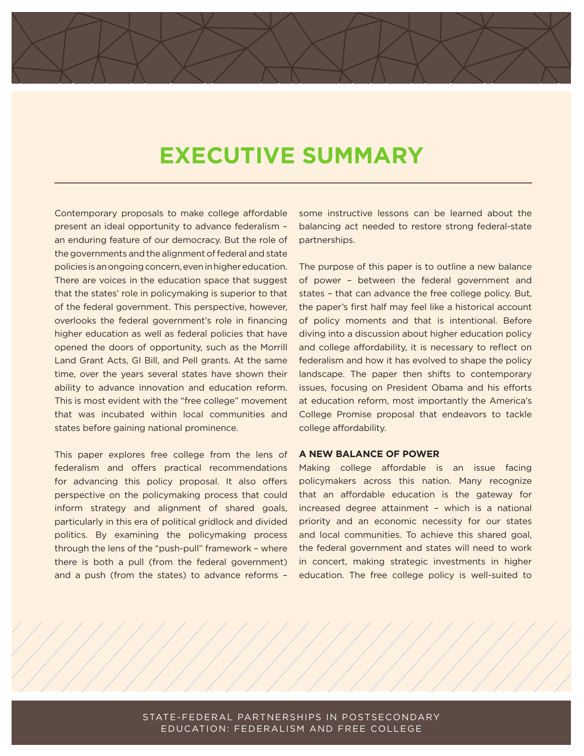# EXECUTIVE SUMMARY

Contemporary proposals to make college affordable present an ideal opportunity to advance federalism – an enduring feature of our democracy. But the role of the governments and the alignment of federal and state policies is an ongoing concern, even in higher education. There are voices in the education space that suggest that the states' role in policymaking is superior to that of the federal government. This perspective, however, overlooks the federal government's role in financing higher education as well as federal policies that have opened the doors of opportunity, such as the Morrill Land Grant Acts, GI Bill, and Pell grants. At the same time, over the years several states have shown their ability to advance innovation and education reform. This is most evident with the "free college" movement that was incubated within local communities and states before gaining national prominence.

This paper explores free college from the lens of federalism and offers practical recommendations for advancing this policy proposal. It also offers perspective on the policymaking process that could inform strategy and alignment of shared goals, particularly in this era of political gridlock and divided politics. By examining the policymaking process through the lens of the "push-pull" framework – where there is both a pull (from the federal government) and a push (from the states) to advance reforms – some instructive lessons can be learned about the balancing act needed to restore strong federal-state partnerships.

The purpose of this paper is to outline a new balance of power – between the federal government and states – that can advance the free college policy. But, the paper's first half may feel like a historical account of policy moments and that is intentional. Before diving into a discussion about higher education policy and college affordability, it is necessary to reflect on federalism and how it has evolved to shape the policy landscape. The paper then shifts to contemporary issues, focusing on President Obama and his efforts at education reform, most importantly the America's College Promise proposal that endeavors to tackle college affordability.

### A NEW BALANCE OF POWER

Making college affordable is an issue facing policymakers across this nation. Many recognize that an affordable education is the gateway for increased degree attainment – which is a national priority and an economic necessity for our states and local communities. To achieve this shared goal, the federal government and states will need to work in concert, making strategic investments in higher education. The free college policy is well-suited to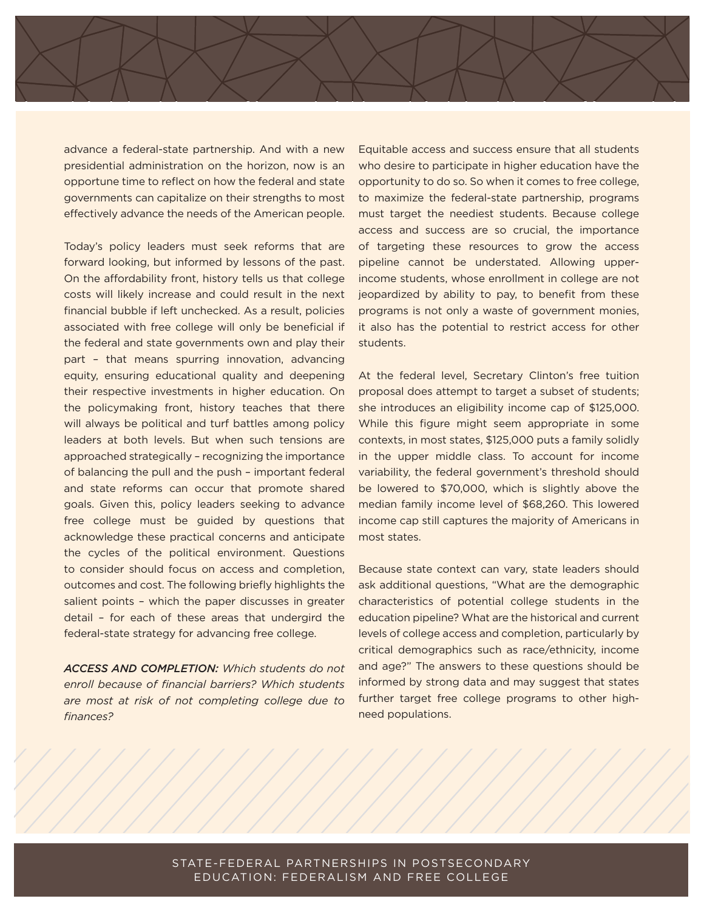advance a federal-state partnership. And with a new presidential administration on the horizon, now is an opportune time to reflect on how the federal and state governments can capitalize on their strengths to most effectively advance the needs of the American people.

Today's policy leaders must seek reforms that are forward looking, but informed by lessons of the past. On the affordability front, history tells us that college costs will likely increase and could result in the next financial bubble if left unchecked. As a result, policies associated with free college will only be beneficial if the federal and state governments own and play their part – that means spurring innovation, advancing equity, ensuring educational quality and deepening their respective investments in higher education. On the policymaking front, history teaches that there will always be political and turf battles among policy leaders at both levels. But when such tensions are approached strategically – recognizing the importance of balancing the pull and the push – important federal and state reforms can occur that promote shared goals. Given this, policy leaders seeking to advance free college must be guided by questions that acknowledge these practical concerns and anticipate the cycles of the political environment. Questions to consider should focus on access and completion, outcomes and cost. The following briefly highlights the salient points – which the paper discusses in greater detail – for each of these areas that undergird the federal-state strategy for advancing free college.

***ACCESS AND COMPLETION:*** *Which students do not enroll because of financial barriers? Which students are most at risk of not completing college due to finances?*

Equitable access and success ensure that all students who desire to participate in higher education have the opportunity to do so. So when it comes to free college, to maximize the federal-state partnership, programs must target the neediest students. Because college access and success are so crucial, the importance of targeting these resources to grow the access pipeline cannot be understated. Allowing upper-income students, whose enrollment in college are not jeopardized by ability to pay, to benefit from these programs is not only a waste of government monies, it also has the potential to restrict access for other students.

At the federal level, Secretary Clinton's free tuition proposal does attempt to target a subset of students; she introduces an eligibility income cap of $125,000. While this figure might seem appropriate in some contexts, in most states, $125,000 puts a family solidly in the upper middle class. To account for income variability, the federal government's threshold should be lowered to $70,000, which is slightly above the median family income level of $68,260. This lowered income cap still captures the majority of Americans in most states.

Because state context can vary, state leaders should ask additional questions, "What are the demographic characteristics of potential college students in the education pipeline? What are the historical and current levels of college access and completion, particularly by critical demographics such as race/ethnicity, income and age?" The answers to these questions should be informed by strong data and may suggest that states further target free college programs to other high-need populations.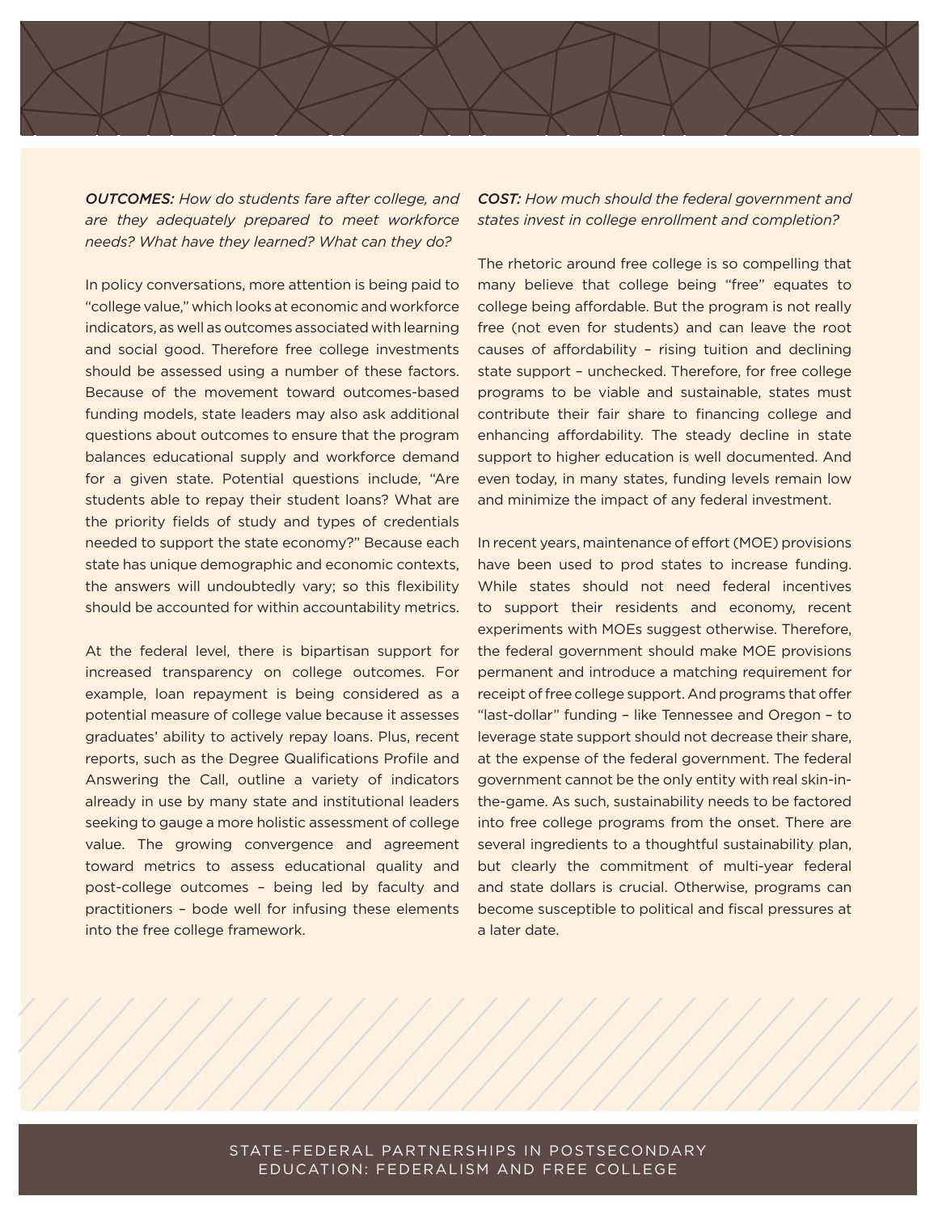***OUTCOMES:*** *How do students fare after college, and are they adequately prepared to meet workforce needs? What have they learned? What can they do?*

In policy conversations, more attention is being paid to "college value," which looks at economic and workforce indicators, as well as outcomes associated with learning and social good. Therefore free college investments should be assessed using a number of these factors. Because of the movement toward outcomes-based funding models, state leaders may also ask additional questions about outcomes to ensure that the program balances educational supply and workforce demand for a given state. Potential questions include, "Are students able to repay their student loans? What are the priority fields of study and types of credentials needed to support the state economy?" Because each state has unique demographic and economic contexts, the answers will undoubtedly vary; so this flexibility should be accounted for within accountability metrics.

At the federal level, there is bipartisan support for increased transparency on college outcomes. For example, loan repayment is being considered as a potential measure of college value because it assesses graduates' ability to actively repay loans. Plus, recent reports, such as the Degree Qualifications Profile and Answering the Call, outline a variety of indicators already in use by many state and institutional leaders seeking to gauge a more holistic assessment of college value. The growing convergence and agreement toward metrics to assess educational quality and post-college outcomes – being led by faculty and practitioners – bode well for infusing these elements into the free college framework.

***COST:*** *How much should the federal government and states invest in college enrollment and completion?*

The rhetoric around free college is so compelling that many believe that college being "free" equates to college being affordable. But the program is not really free (not even for students) and can leave the root causes of affordability – rising tuition and declining state support – unchecked. Therefore, for free college programs to be viable and sustainable, states must contribute their fair share to financing college and enhancing affordability. The steady decline in state support to higher education is well documented. And even today, in many states, funding levels remain low and minimize the impact of any federal investment.

In recent years, maintenance of effort (MOE) provisions have been used to prod states to increase funding. While states should not need federal incentives to support their residents and economy, recent experiments with MOEs suggest otherwise. Therefore, the federal government should make MOE provisions permanent and introduce a matching requirement for receipt of free college support. And programs that offer "last-dollar" funding – like Tennessee and Oregon – to leverage state support should not decrease their share, at the expense of the federal government. The federal government cannot be the only entity with real skin-in-the-game. As such, sustainability needs to be factored into free college programs from the onset. There are several ingredients to a thoughtful sustainability plan, but clearly the commitment of multi-year federal and state dollars is crucial. Otherwise, programs can become susceptible to political and fiscal pressures at a later date.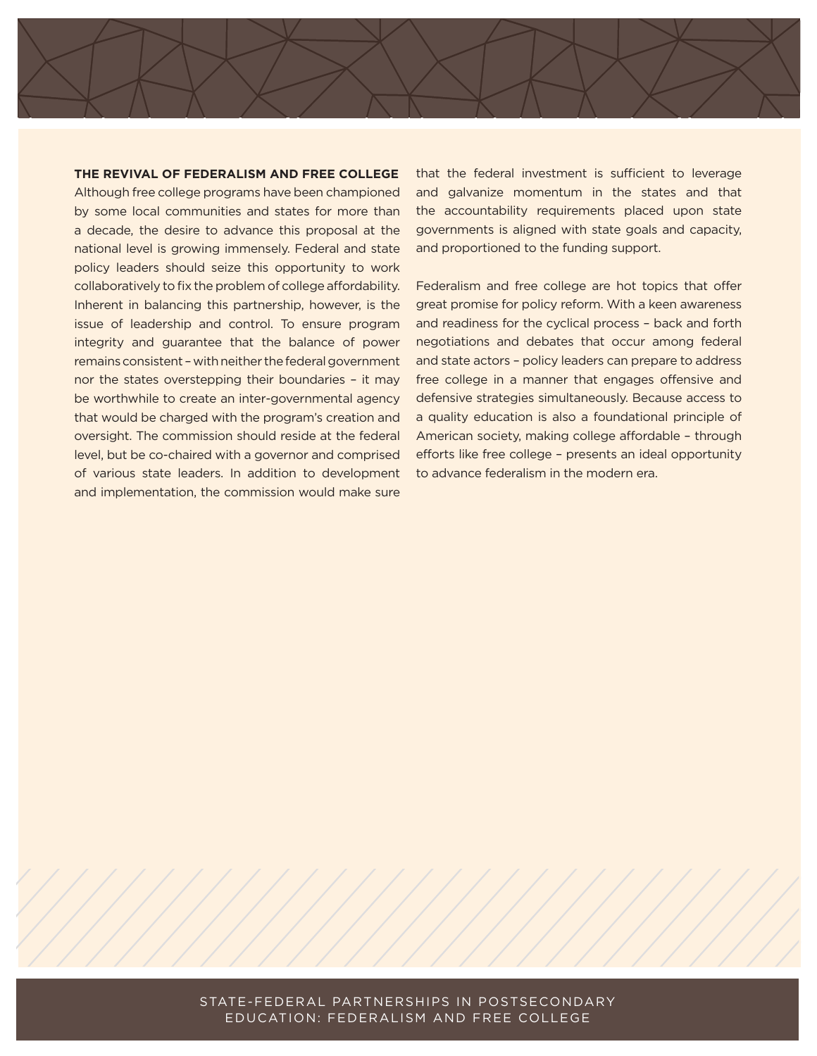## THE REVIVAL OF FEDERALISM AND FREE COLLEGE

Although free college programs have been championed by some local communities and states for more than a decade, the desire to advance this proposal at the national level is growing immensely. Federal and state policy leaders should seize this opportunity to work collaboratively to fix the problem of college affordability. Inherent in balancing this partnership, however, is the issue of leadership and control. To ensure program integrity and guarantee that the balance of power remains consistent – with neither the federal government nor the states overstepping their boundaries – it may be worthwhile to create an inter-governmental agency that would be charged with the program's creation and oversight. The commission should reside at the federal level, but be co-chaired with a governor and comprised of various state leaders. In addition to development and implementation, the commission would make sure that the federal investment is sufficient to leverage and galvanize momentum in the states and that the accountability requirements placed upon state governments is aligned with state goals and capacity, and proportioned to the funding support.

Federalism and free college are hot topics that offer great promise for policy reform. With a keen awareness and readiness for the cyclical process – back and forth negotiations and debates that occur among federal and state actors – policy leaders can prepare to address free college in a manner that engages offensive and defensive strategies simultaneously. Because access to a quality education is also a foundational principle of American society, making college affordable – through efforts like free college – presents an ideal opportunity to advance federalism in the modern era.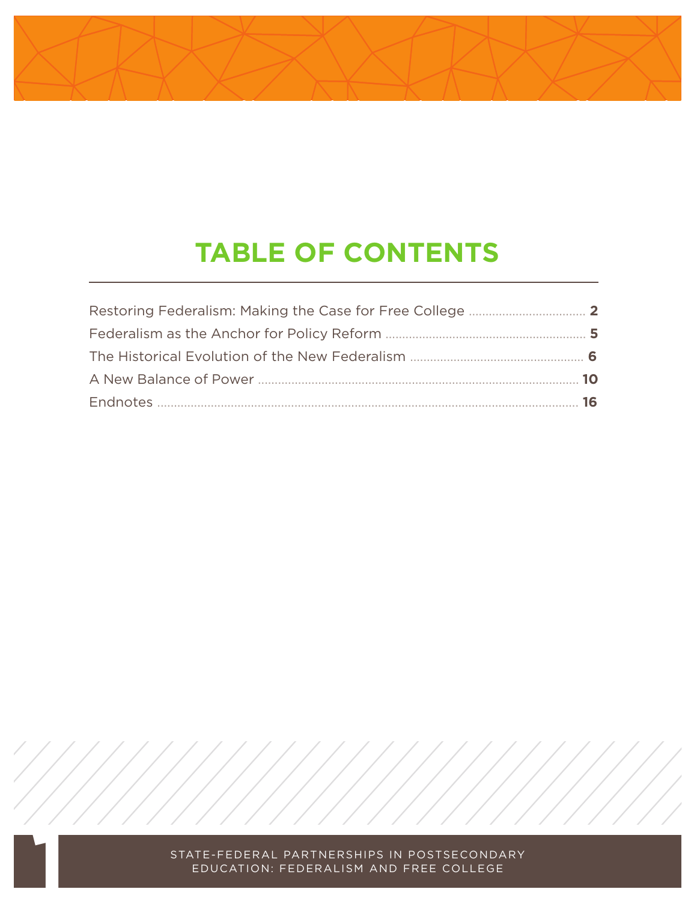# TABLE OF CONTENTS

| | |
|---|---|
| Restoring Federalism: Making the Case for Free College | **2** |
| Federalism as the Anchor for Policy Reform | **5** |
| The Historical Evolution of the New Federalism | **6** |
| A New Balance of Power | **10** |
| Endnotes | **16** |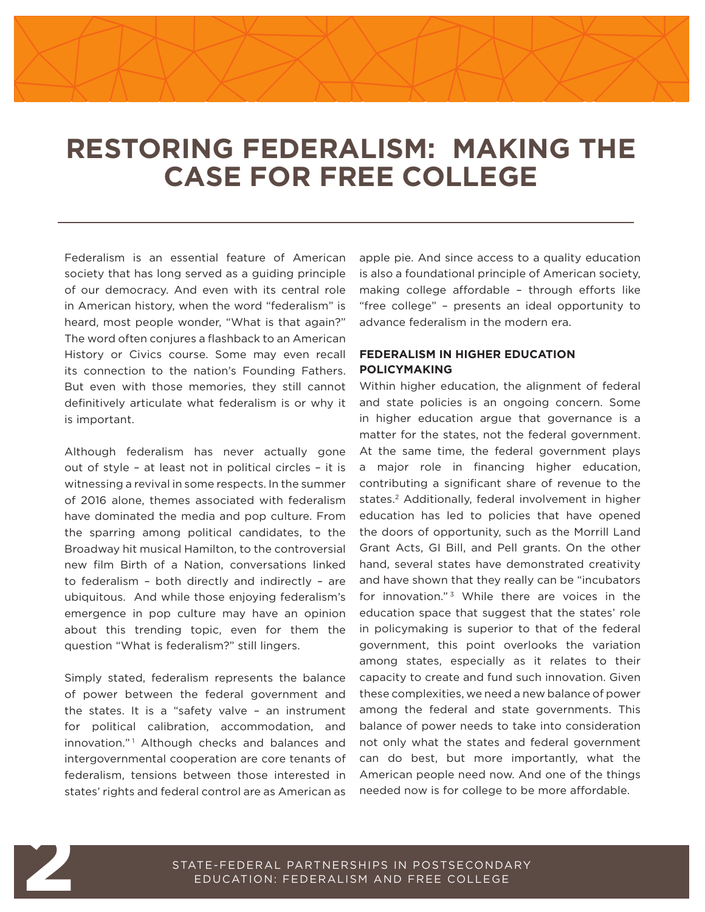# RESTORING FEDERALISM: MAKING THE CASE FOR FREE COLLEGE

Federalism is an essential feature of American society that has long served as a guiding principle of our democracy. And even with its central role in American history, when the word "federalism" is heard, most people wonder, "What is that again?" The word often conjures a flashback to an American History or Civics course. Some may even recall its connection to the nation's Founding Fathers. But even with those memories, they still cannot definitively articulate what federalism is or why it is important.

Although federalism has never actually gone out of style – at least not in political circles – it is witnessing a revival in some respects. In the summer of 2016 alone, themes associated with federalism have dominated the media and pop culture. From the sparring among political candidates, to the Broadway hit musical Hamilton, to the controversial new film Birth of a Nation, conversations linked to federalism – both directly and indirectly – are ubiquitous. And while those enjoying federalism's emergence in pop culture may have an opinion about this trending topic, even for them the question "What is federalism?" still lingers.

Simply stated, federalism represents the balance of power between the federal government and the states. It is a "safety valve – an instrument for political calibration, accommodation, and innovation."[1] Although checks and balances and intergovernmental cooperation are core tenants of federalism, tensions between those interested in states' rights and federal control are as American as apple pie. And since access to a quality education is also a foundational principle of American society, making college affordable – through efforts like "free college" – presents an ideal opportunity to advance federalism in the modern era.

### FEDERALISM IN HIGHER EDUCATION POLICYMAKING

Within higher education, the alignment of federal and state policies is an ongoing concern. Some in higher education argue that governance is a matter for the states, not the federal government. At the same time, the federal government plays a major role in financing higher education, contributing a significant share of revenue to the states.[2] Additionally, federal involvement in higher education has led to policies that have opened the doors of opportunity, such as the Morrill Land Grant Acts, GI Bill, and Pell grants. On the other hand, several states have demonstrated creativity and have shown that they really can be "incubators for innovation."[3] While there are voices in the education space that suggest that the states' role in policymaking is superior to that of the federal government, this point overlooks the variation among states, especially as it relates to their capacity to create and fund such innovation. Given these complexities, we need a new balance of power among the federal and state governments. This balance of power needs to take into consideration not only what the states and federal government can do best, but more importantly, what the American people need now. And one of the things needed now is for college to be more affordable.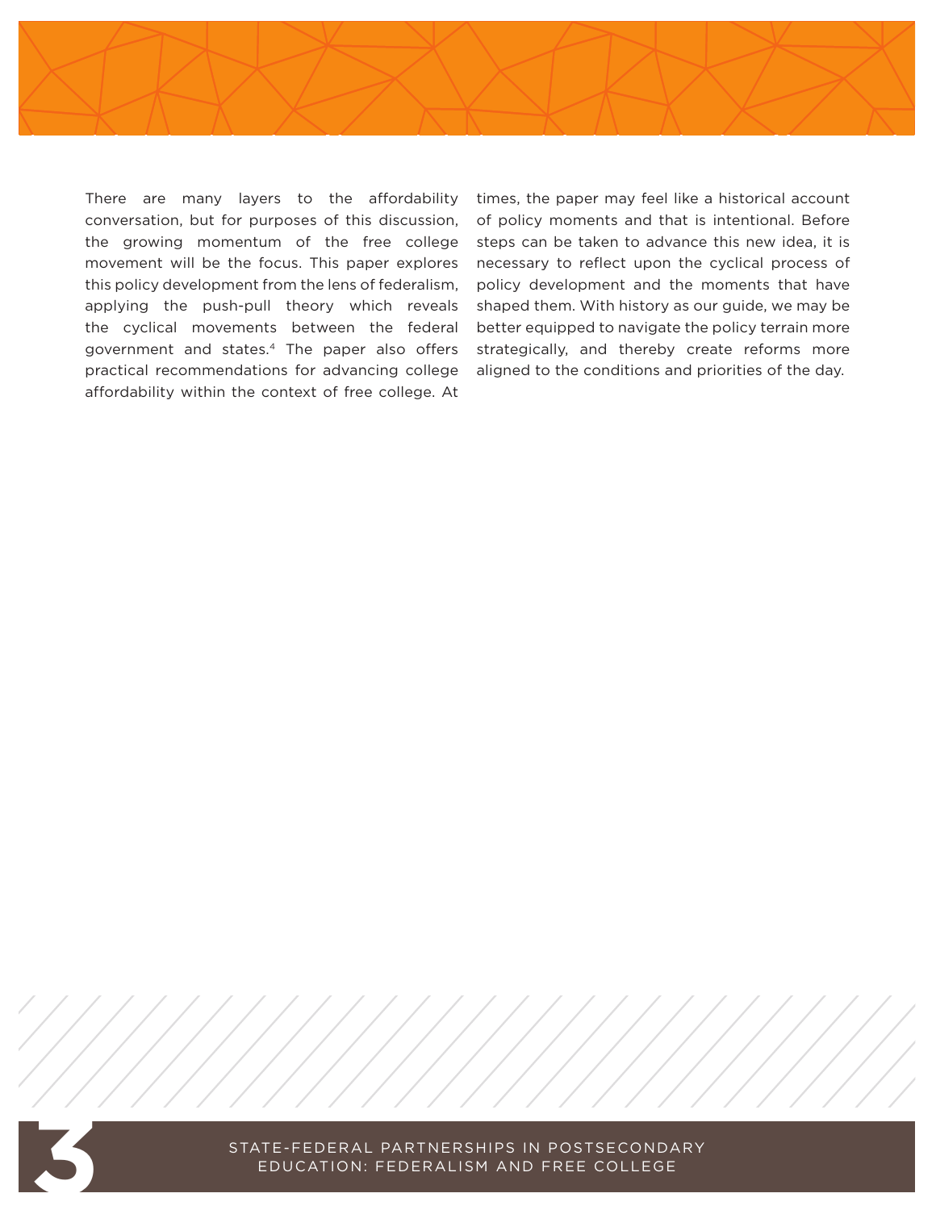There are many layers to the affordability conversation, but for purposes of this discussion, the growing momentum of the free college movement will be the focus. This paper explores this policy development from the lens of federalism, applying the push-pull theory which reveals the cyclical movements between the federal government and states.[4] The paper also offers practical recommendations for advancing college affordability within the context of free college. At times, the paper may feel like a historical account of policy moments and that is intentional. Before steps can be taken to advance this new idea, it is necessary to reflect upon the cyclical process of policy development and the moments that have shaped them. With history as our guide, we may be better equipped to navigate the policy terrain more strategically, and thereby create reforms more aligned to the conditions and priorities of the day.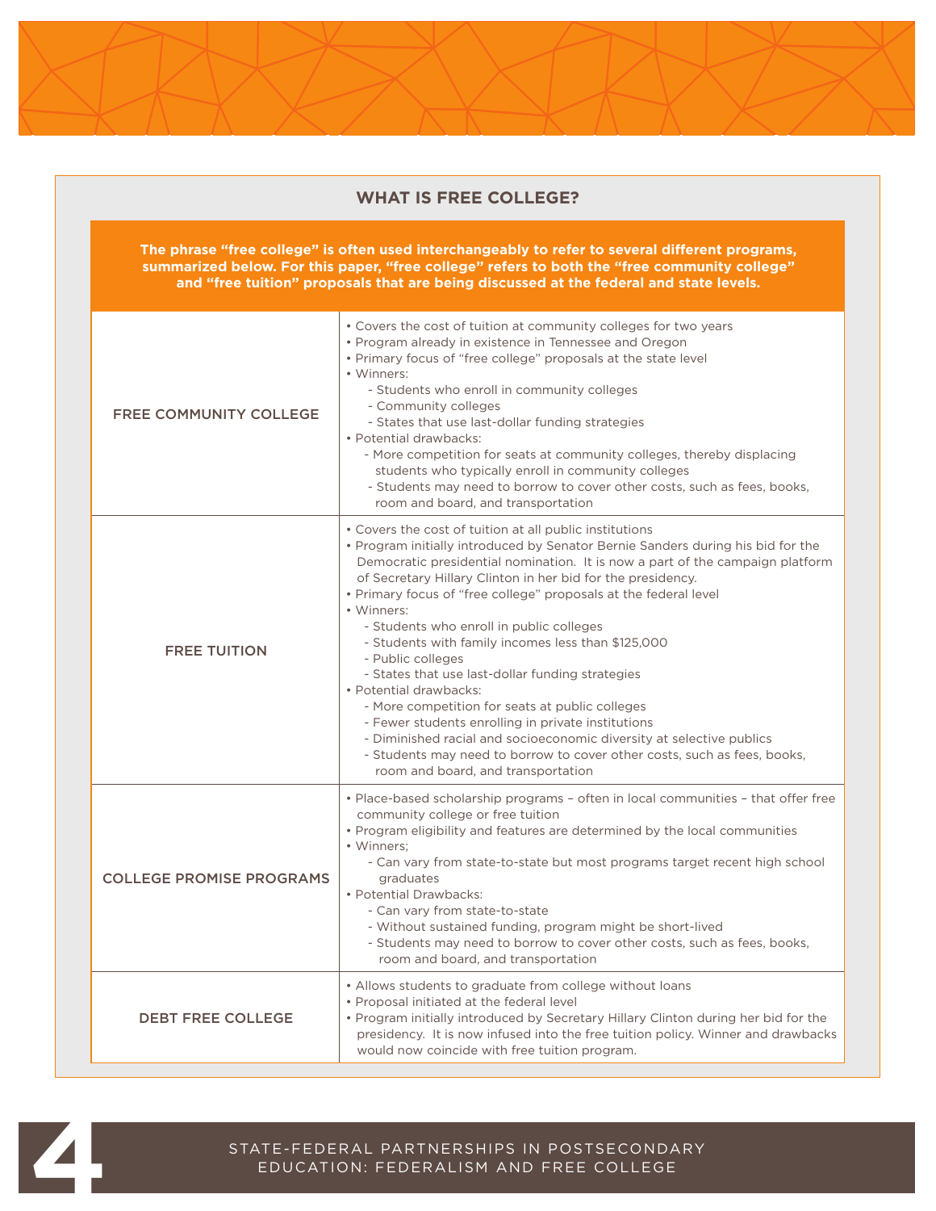## WHAT IS FREE COLLEGE?

**The phrase "free college" is often used interchangeably to refer to several different programs, summarized below. For this paper, "free college" refers to both the "free community college" and "free tuition" proposals that are being discussed at the federal and state levels.**

| | |
|---|---|
| FREE COMMUNITY COLLEGE | • Covers the cost of tuition at community colleges for two years<br>• Program already in existence in Tennessee and Oregon<br>• Primary focus of "free college" proposals at the state level<br>• Winners:<br>- Students who enroll in community colleges<br>- Community colleges<br>- States that use last-dollar funding strategies<br>• Potential drawbacks:<br>- More competition for seats at community colleges, thereby displacing students who typically enroll in community colleges<br>- Students may need to borrow to cover other costs, such as fees, books, room and board, and transportation |
| FREE TUITION | • Covers the cost of tuition at all public institutions<br>• Program initially introduced by Senator Bernie Sanders during his bid for the Democratic presidential nomination. It is now a part of the campaign platform of Secretary Hillary Clinton in her bid for the presidency.<br>• Primary focus of "free college" proposals at the federal level<br>• Winners:<br>- Students who enroll in public colleges<br>- Students with family incomes less than $125,000<br>- Public colleges<br>- States that use last-dollar funding strategies<br>• Potential drawbacks:<br>- More competition for seats at public colleges<br>- Fewer students enrolling in private institutions<br>- Diminished racial and socioeconomic diversity at selective publics<br>- Students may need to borrow to cover other costs, such as fees, books, room and board, and transportation |
| COLLEGE PROMISE PROGRAMS | • Place-based scholarship programs – often in local communities – that offer free community college or free tuition<br>• Program eligibility and features are determined by the local communities<br>• Winners;<br>- Can vary from state-to-state but most programs target recent high school graduates<br>• Potential Drawbacks:<br>- Can vary from state-to-state<br>- Without sustained funding, program might be short-lived<br>- Students may need to borrow to cover other costs, such as fees, books, room and board, and transportation |
| DEBT FREE COLLEGE | • Allows students to graduate from college without loans<br>• Proposal initiated at the federal level<br>• Program initially introduced by Secretary Hillary Clinton during her bid for the presidency. It is now infused into the free tuition policy. Winner and drawbacks would now coincide with free tuition program. |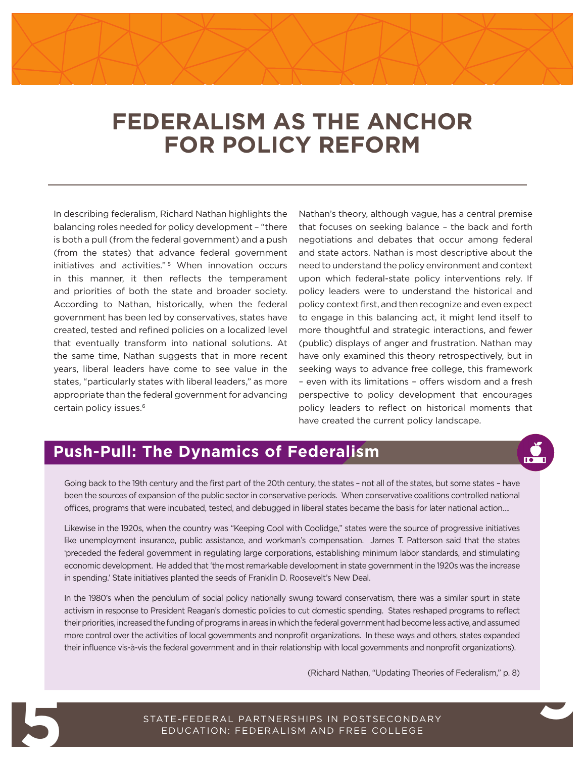# FEDERALISM AS THE ANCHOR FOR POLICY REFORM

In describing federalism, Richard Nathan highlights the balancing roles needed for policy development – "there is both a pull (from the federal government) and a push (from the states) that advance federal government initiatives and activities."[5] When innovation occurs in this manner, it then reflects the temperament and priorities of both the state and broader society. According to Nathan, historically, when the federal government has been led by conservatives, states have created, tested and refined policies on a localized level that eventually transform into national solutions. At the same time, Nathan suggests that in more recent years, liberal leaders have come to see value in the states, "particularly states with liberal leaders," as more appropriate than the federal government for advancing certain policy issues.[6]

Nathan's theory, although vague, has a central premise that focuses on seeking balance – the back and forth negotiations and debates that occur among federal and state actors. Nathan is most descriptive about the need to understand the policy environment and context upon which federal-state policy interventions rely. If policy leaders were to understand the historical and policy context first, and then recognize and even expect to engage in this balancing act, it might lend itself to more thoughtful and strategic interactions, and fewer (public) displays of anger and frustration. Nathan may have only examined this theory retrospectively, but in seeking ways to advance free college, this framework – even with its limitations – offers wisdom and a fresh perspective to policy development that encourages policy leaders to reflect on historical moments that have created the current policy landscape.

## Push-Pull: The Dynamics of Federalism

Going back to the 19th century and the first part of the 20th century, the states – not all of the states, but some states – have been the sources of expansion of the public sector in conservative periods. When conservative coalitions controlled national offices, programs that were incubated, tested, and debugged in liberal states became the basis for later national action....

Likewise in the 1920s, when the country was "Keeping Cool with Coolidge," states were the source of progressive initiatives like unemployment insurance, public assistance, and workman's compensation. James T. Patterson said that the states 'preceded the federal government in regulating large corporations, establishing minimum labor standards, and stimulating economic development. He added that 'the most remarkable development in state government in the 1920s was the increase in spending.' State initiatives planted the seeds of Franklin D. Roosevelt's New Deal.

In the 1980's when the pendulum of social policy nationally swung toward conservatism, there was a similar spurt in state activism in response to President Reagan's domestic policies to cut domestic spending. States reshaped programs to reflect their priorities, increased the funding of programs in areas in which the federal government had become less active, and assumed more control over the activities of local governments and nonprofit organizations. In these ways and others, states expanded their influence vis-à-vis the federal government and in their relationship with local governments and nonprofit organizations).

(Richard Nathan, "Updating Theories of Federalism," p. 8)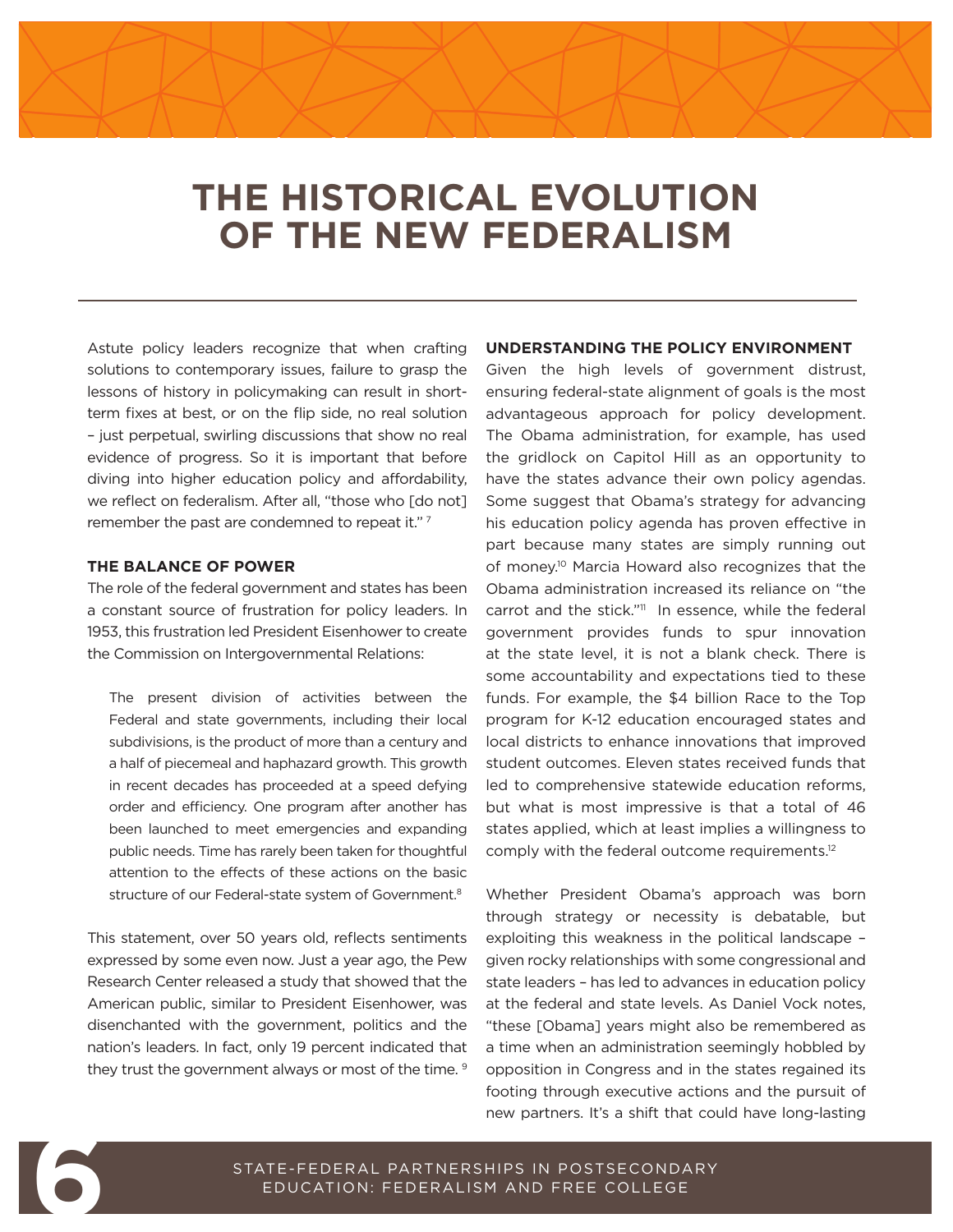# THE HISTORICAL EVOLUTION OF THE NEW FEDERALISM

Astute policy leaders recognize that when crafting solutions to contemporary issues, failure to grasp the lessons of history in policymaking can result in short-term fixes at best, or on the flip side, no real solution – just perpetual, swirling discussions that show no real evidence of progress. So it is important that before diving into higher education policy and affordability, we reflect on federalism. After all, "those who [do not] remember the past are condemned to repeat it." [7]

### THE BALANCE OF POWER

The role of the federal government and states has been a constant source of frustration for policy leaders. In 1953, this frustration led President Eisenhower to create the Commission on Intergovernmental Relations:

> The present division of activities between the Federal and state governments, including their local subdivisions, is the product of more than a century and a half of piecemeal and haphazard growth. This growth in recent decades has proceeded at a speed defying order and efficiency. One program after another has been launched to meet emergencies and expanding public needs. Time has rarely been taken for thoughtful attention to the effects of these actions on the basic structure of our Federal-state system of Government.[8]

This statement, over 50 years old, reflects sentiments expressed by some even now. Just a year ago, the Pew Research Center released a study that showed that the American public, similar to President Eisenhower, was disenchanted with the government, politics and the nation's leaders. In fact, only 19 percent indicated that they trust the government always or most of the time. [9]

### UNDERSTANDING THE POLICY ENVIRONMENT

Given the high levels of government distrust, ensuring federal-state alignment of goals is the most advantageous approach for policy development. The Obama administration, for example, has used the gridlock on Capitol Hill as an opportunity to have the states advance their own policy agendas. Some suggest that Obama's strategy for advancing his education policy agenda has proven effective in part because many states are simply running out of money.[10] Marcia Howard also recognizes that the Obama administration increased its reliance on "the carrot and the stick."[11] In essence, while the federal government provides funds to spur innovation at the state level, it is not a blank check. There is some accountability and expectations tied to these funds. For example, the $4 billion Race to the Top program for K-12 education encouraged states and local districts to enhance innovations that improved student outcomes. Eleven states received funds that led to comprehensive statewide education reforms, but what is most impressive is that a total of 46 states applied, which at least implies a willingness to comply with the federal outcome requirements.[12]

Whether President Obama's approach was born through strategy or necessity is debatable, but exploiting this weakness in the political landscape – given rocky relationships with some congressional and state leaders – has led to advances in education policy at the federal and state levels. As Daniel Vock notes, "these [Obama] years might also be remembered as a time when an administration seemingly hobbled by opposition in Congress and in the states regained its footing through executive actions and the pursuit of new partners. It's a shift that could have long-lasting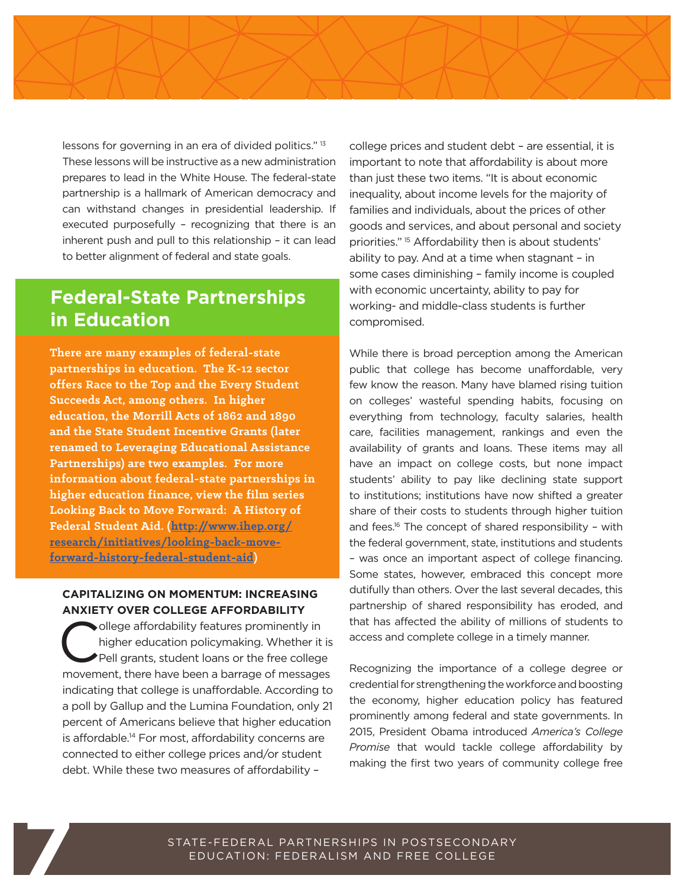lessons for governing in an era of divided politics." [13] These lessons will be instructive as a new administration prepares to lead in the White House. The federal-state partnership is a hallmark of American democracy and can withstand changes in presidential leadership. If executed purposefully – recognizing that there is an inherent push and pull to this relationship – it can lead to better alignment of federal and state goals.

## Federal-State Partnerships in Education

**There are many examples of federal-state partnerships in education. The K-12 sector offers Race to the Top and the Every Student Succeeds Act, among others. In higher education, the Morrill Acts of 1862 and 1890 and the State Student Incentive Grants (later renamed to Leveraging Educational Assistance Partnerships) are two examples. For more information about federal-state partnerships in higher education finance, view the film series Looking Back to Move Forward: A History of Federal Student Aid. ([http://www.ihep.org/research/initiatives/looking-back-move-forward-history-federal-student-aid](http://www.ihep.org/research/initiatives/looking-back-move-forward-history-federal-student-aid))**

### CAPITALIZING ON MOMENTUM: INCREASING ANXIETY OVER COLLEGE AFFORDABILITY

College affordability features prominently in higher education policymaking. Whether it is Pell grants, student loans or the free college movement, there have been a barrage of messages indicating that college is unaffordable. According to a poll by Gallup and the Lumina Foundation, only 21 percent of Americans believe that higher education is affordable.[14] For most, affordability concerns are connected to either college prices and/or student debt. While these two measures of affordability – college prices and student debt – are essential, it is important to note that affordability is about more than just these two items. "It is about economic inequality, about income levels for the majority of families and individuals, about the prices of other goods and services, and about personal and society priorities." [15] Affordability then is about students' ability to pay. And at a time when stagnant – in some cases diminishing – family income is coupled with economic uncertainty, ability to pay for working- and middle-class students is further compromised.

While there is broad perception among the American public that college has become unaffordable, very few know the reason. Many have blamed rising tuition on colleges' wasteful spending habits, focusing on everything from technology, faculty salaries, health care, facilities management, rankings and even the availability of grants and loans. These items may all have an impact on college costs, but none impact students' ability to pay like declining state support to institutions; institutions have now shifted a greater share of their costs to students through higher tuition and fees.[16] The concept of shared responsibility – with the federal government, state, institutions and students – was once an important aspect of college financing. Some states, however, embraced this concept more dutifully than others. Over the last several decades, this partnership of shared responsibility has eroded, and that has affected the ability of millions of students to access and complete college in a timely manner.

Recognizing the importance of a college degree or credential for strengthening the workforce and boosting the economy, higher education policy has featured prominently among federal and state governments. In 2015, President Obama introduced *America's College Promise* that would tackle college affordability by making the first two years of community college free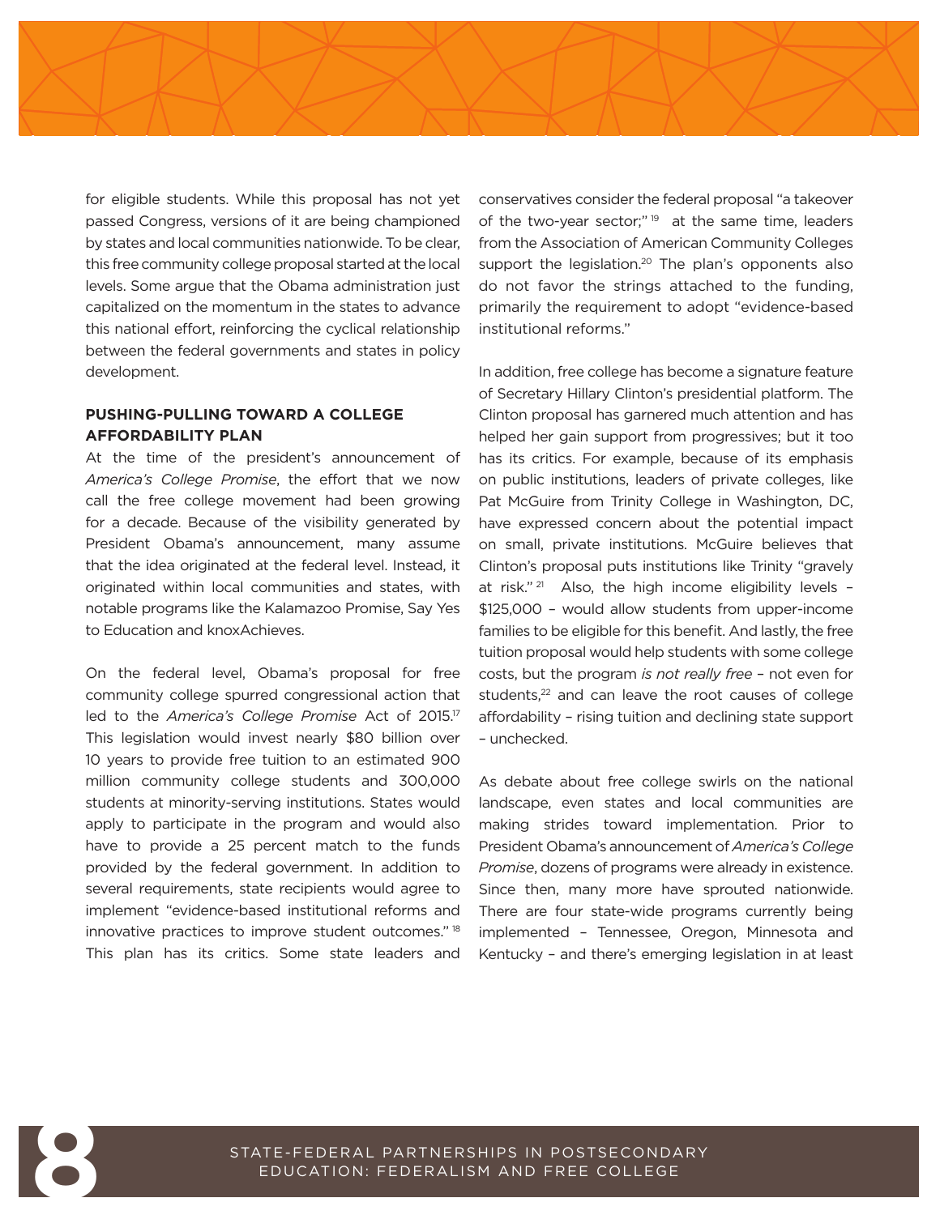for eligible students. While this proposal has not yet passed Congress, versions of it are being championed by states and local communities nationwide. To be clear, this free community college proposal started at the local levels. Some argue that the Obama administration just capitalized on the momentum in the states to advance this national effort, reinforcing the cyclical relationship between the federal governments and states in policy development.

**PUSHING-PULLING TOWARD A COLLEGE AFFORDABILITY PLAN**

At the time of the president's announcement of *America's College Promise*, the effort that we now call the free college movement had been growing for a decade. Because of the visibility generated by President Obama's announcement, many assume that the idea originated at the federal level. Instead, it originated within local communities and states, with notable programs like the Kalamazoo Promise, Say Yes to Education and knoxAchieves.

On the federal level, Obama's proposal for free community college spurred congressional action that led to the *America's College Promise* Act of 2015.[17] This legislation would invest nearly $80 billion over 10 years to provide free tuition to an estimated 900 million community college students and 300,000 students at minority-serving institutions. States would apply to participate in the program and would also have to provide a 25 percent match to the funds provided by the federal government. In addition to several requirements, state recipients would agree to implement "evidence-based institutional reforms and innovative practices to improve student outcomes." [18] This plan has its critics. Some state leaders and conservatives consider the federal proposal "a takeover of the two-year sector;" [19] at the same time, leaders from the Association of American Community Colleges support the legislation.[20] The plan's opponents also do not favor the strings attached to the funding, primarily the requirement to adopt "evidence-based institutional reforms."

In addition, free college has become a signature feature of Secretary Hillary Clinton's presidential platform. The Clinton proposal has garnered much attention and has helped her gain support from progressives; but it too has its critics. For example, because of its emphasis on public institutions, leaders of private colleges, like Pat McGuire from Trinity College in Washington, DC, have expressed concern about the potential impact on small, private institutions. McGuire believes that Clinton's proposal puts institutions like Trinity "gravely at risk." [21] Also, the high income eligibility levels – $125,000 – would allow students from upper-income families to be eligible for this benefit. And lastly, the free tuition proposal would help students with some college costs, but the program *is not really free* – not even for students,[22] and can leave the root causes of college affordability – rising tuition and declining state support – unchecked.

As debate about free college swirls on the national landscape, even states and local communities are making strides toward implementation. Prior to President Obama's announcement of *America's College Promise*, dozens of programs were already in existence. Since then, many more have sprouted nationwide. There are four state-wide programs currently being implemented – Tennessee, Oregon, Minnesota and Kentucky – and there's emerging legislation in at least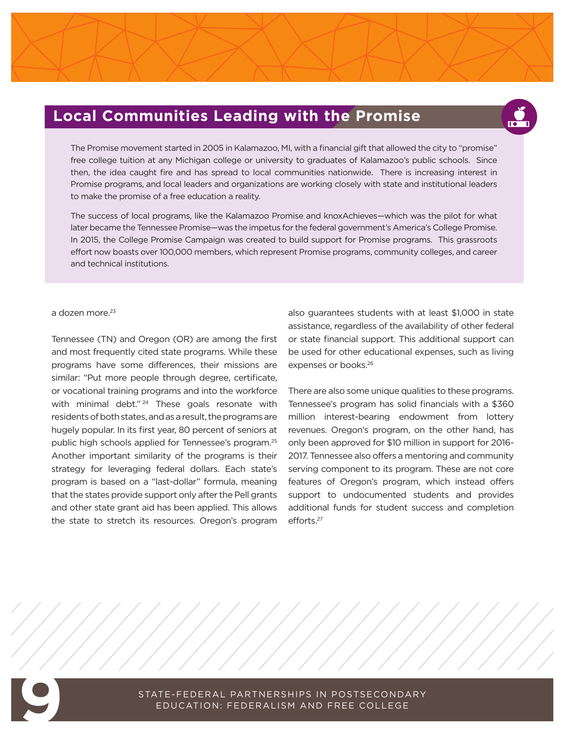## Local Communities Leading with the Promise

The Promise movement started in 2005 in Kalamazoo, MI, with a financial gift that allowed the city to "promise" free college tuition at any Michigan college or university to graduates of Kalamazoo's public schools. Since then, the idea caught fire and has spread to local communities nationwide. There is increasing interest in Promise programs, and local leaders and organizations are working closely with state and institutional leaders to make the promise of a free education a reality.

The success of local programs, like the Kalamazoo Promise and knoxAchieves—which was the pilot for what later became the Tennessee Promise—was the impetus for the federal government's America's College Promise. In 2015, the College Promise Campaign was created to build support for Promise programs. This grassroots effort now boasts over 100,000 members, which represent Promise programs, community colleges, and career and technical institutions.

a dozen more.[23]

Tennessee (TN) and Oregon (OR) are among the first and most frequently cited state programs. While these programs have some differences, their missions are similar: "Put more people through degree, certificate, or vocational training programs and into the workforce with minimal debt."[24] These goals resonate with residents of both states, and as a result, the programs are hugely popular. In its first year, 80 percent of seniors at public high schools applied for Tennessee's program.[25] Another important similarity of the programs is their strategy for leveraging federal dollars. Each state's program is based on a "last-dollar" formula, meaning that the states provide support only after the Pell grants and other state grant aid has been applied. This allows the state to stretch its resources. Oregon's program also guarantees students with at least $1,000 in state assistance, regardless of the availability of other federal or state financial support. This additional support can be used for other educational expenses, such as living expenses or books.[26]

There are also some unique qualities to these programs. Tennessee's program has solid financials with a $360 million interest-bearing endowment from lottery revenues. Oregon's program, on the other hand, has only been approved for $10 million in support for 2016-2017. Tennessee also offers a mentoring and community serving component to its program. These are not core features of Oregon's program, which instead offers support to undocumented students and provides additional funds for student success and completion efforts.[27]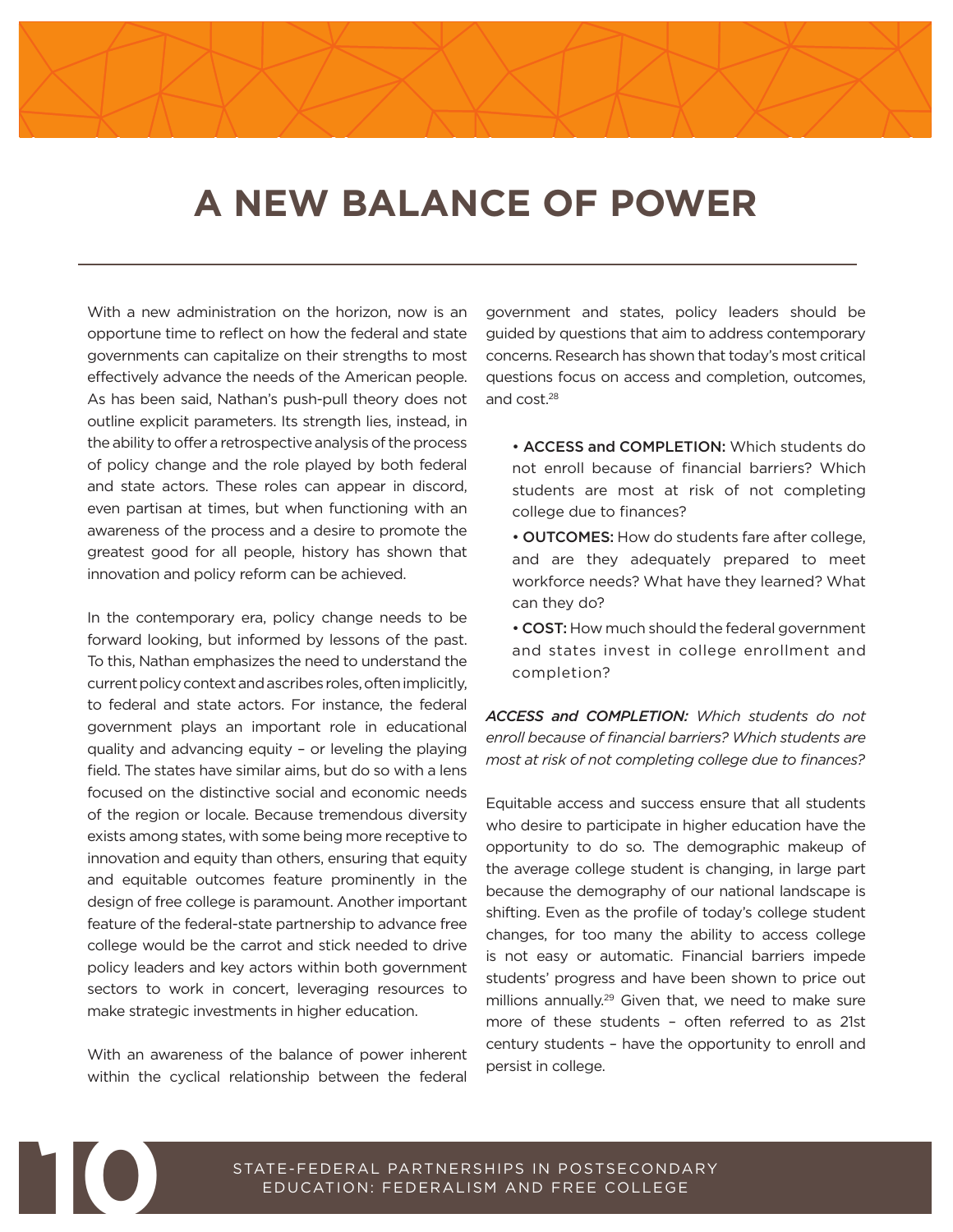# A NEW BALANCE OF POWER

With a new administration on the horizon, now is an opportune time to reflect on how the federal and state governments can capitalize on their strengths to most effectively advance the needs of the American people. As has been said, Nathan's push-pull theory does not outline explicit parameters. Its strength lies, instead, in the ability to offer a retrospective analysis of the process of policy change and the role played by both federal and state actors. These roles can appear in discord, even partisan at times, but when functioning with an awareness of the process and a desire to promote the greatest good for all people, history has shown that innovation and policy reform can be achieved.

In the contemporary era, policy change needs to be forward looking, but informed by lessons of the past. To this, Nathan emphasizes the need to understand the current policy context and ascribes roles, often implicitly, to federal and state actors. For instance, the federal government plays an important role in educational quality and advancing equity – or leveling the playing field. The states have similar aims, but do so with a lens focused on the distinctive social and economic needs of the region or locale. Because tremendous diversity exists among states, with some being more receptive to innovation and equity than others, ensuring that equity and equitable outcomes feature prominently in the design of free college is paramount. Another important feature of the federal-state partnership to advance free college would be the carrot and stick needed to drive policy leaders and key actors within both government sectors to work in concert, leveraging resources to make strategic investments in higher education.

With an awareness of the balance of power inherent within the cyclical relationship between the federal government and states, policy leaders should be guided by questions that aim to address contemporary concerns. Research has shown that today's most critical questions focus on access and completion, outcomes, and cost.[28]

- **ACCESS and COMPLETION:** Which students do not enroll because of financial barriers? Which students are most at risk of not completing college due to finances?
- **OUTCOMES:** How do students fare after college, and are they adequately prepared to meet workforce needs? What have they learned? What can they do?
- **COST:** How much should the federal government and states invest in college enrollment and completion?

*ACCESS and COMPLETION: Which students do not enroll because of financial barriers? Which students are most at risk of not completing college due to finances?*

Equitable access and success ensure that all students who desire to participate in higher education have the opportunity to do so. The demographic makeup of the average college student is changing, in large part because the demography of our national landscape is shifting. Even as the profile of today's college student changes, for too many the ability to access college is not easy or automatic. Financial barriers impede students' progress and have been shown to price out millions annually.[29] Given that, we need to make sure more of these students – often referred to as 21st century students – have the opportunity to enroll and persist in college.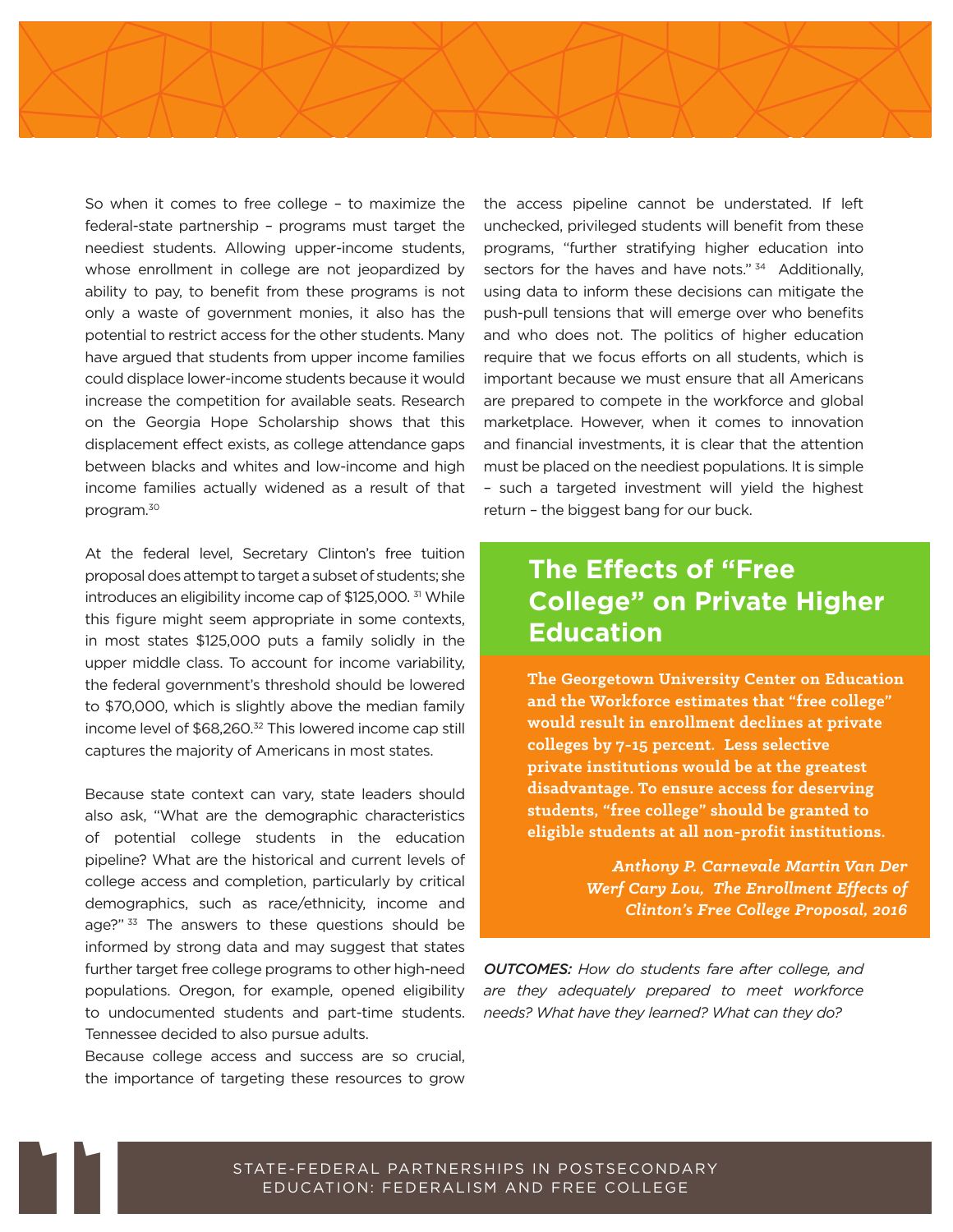So when it comes to free college – to maximize the federal-state partnership – programs must target the neediest students. Allowing upper-income students, whose enrollment in college are not jeopardized by ability to pay, to benefit from these programs is not only a waste of government monies, it also has the potential to restrict access for the other students. Many have argued that students from upper income families could displace lower-income students because it would increase the competition for available seats. Research on the Georgia Hope Scholarship shows that this displacement effect exists, as college attendance gaps between blacks and whites and low-income and high income families actually widened as a result of that program.[30]

At the federal level, Secretary Clinton's free tuition proposal does attempt to target a subset of students; she introduces an eligibility income cap of $125,000. [31] While this figure might seem appropriate in some contexts, in most states $125,000 puts a family solidly in the upper middle class. To account for income variability, the federal government's threshold should be lowered to $70,000, which is slightly above the median family income level of $68,260.[32] This lowered income cap still captures the majority of Americans in most states.

Because state context can vary, state leaders should also ask, "What are the demographic characteristics of potential college students in the education pipeline? What are the historical and current levels of college access and completion, particularly by critical demographics, such as race/ethnicity, income and age?" [33] The answers to these questions should be informed by strong data and may suggest that states further target free college programs to other high-need populations. Oregon, for example, opened eligibility to undocumented students and part-time students. Tennessee decided to also pursue adults.

Because college access and success are so crucial, the importance of targeting these resources to grow the access pipeline cannot be understated. If left unchecked, privileged students will benefit from these programs, "further stratifying higher education into sectors for the haves and have nots." [34] Additionally, using data to inform these decisions can mitigate the push-pull tensions that will emerge over who benefits and who does not. The politics of higher education require that we focus efforts on all students, which is important because we must ensure that all Americans are prepared to compete in the workforce and global marketplace. However, when it comes to innovation and financial investments, it is clear that the attention must be placed on the neediest populations. It is simple – such a targeted investment will yield the highest return – the biggest bang for our buck.

## The Effects of "Free College" on Private Higher Education

**The Georgetown University Center on Education and the Workforce estimates that "free college" would result in enrollment declines at private colleges by 7-15 percent. Less selective private institutions would be at the greatest disadvantage. To ensure access for deserving students, "free college" should be granted to eligible students at all non-profit institutions.**

***Anthony P. Carnevale Martin Van Der Werf Cary Lou, The Enrollment Effects of Clinton's Free College Proposal, 2016***

***OUTCOMES:*** *How do students fare after college, and are they adequately prepared to meet workforce needs? What have they learned? What can they do?*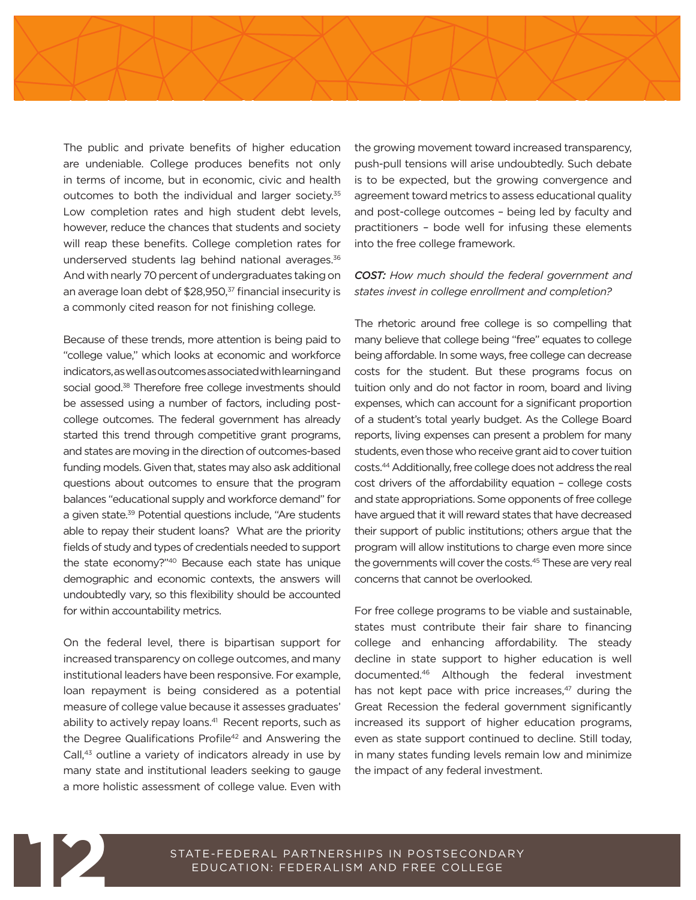The public and private benefits of higher education are undeniable. College produces benefits not only in terms of income, but in economic, civic and health outcomes to both the individual and larger society.[35] Low completion rates and high student debt levels, however, reduce the chances that students and society will reap these benefits. College completion rates for underserved students lag behind national averages.[36] And with nearly 70 percent of undergraduates taking on an average loan debt of $28,950,[37] financial insecurity is a commonly cited reason for not finishing college.

Because of these trends, more attention is being paid to "college value," which looks at economic and workforce indicators, as well as outcomes associated with learning and social good.[38] Therefore free college investments should be assessed using a number of factors, including post-college outcomes. The federal government has already started this trend through competitive grant programs, and states are moving in the direction of outcomes-based funding models. Given that, states may also ask additional questions about outcomes to ensure that the program balances "educational supply and workforce demand" for a given state.[39] Potential questions include, "Are students able to repay their student loans? What are the priority fields of study and types of credentials needed to support the state economy?"[40] Because each state has unique demographic and economic contexts, the answers will undoubtedly vary, so this flexibility should be accounted for within accountability metrics.

On the federal level, there is bipartisan support for increased transparency on college outcomes, and many institutional leaders have been responsive. For example, loan repayment is being considered as a potential measure of college value because it assesses graduates' ability to actively repay loans.[41] Recent reports, such as the Degree Qualifications Profile[42] and Answering the Call,[43] outline a variety of indicators already in use by many state and institutional leaders seeking to gauge a more holistic assessment of college value. Even with the growing movement toward increased transparency, push-pull tensions will arise undoubtedly. Such debate is to be expected, but the growing convergence and agreement toward metrics to assess educational quality and post-college outcomes – being led by faculty and practitioners – bode well for infusing these elements into the free college framework.

***COST:*** *How much should the federal government and states invest in college enrollment and completion?*

The rhetoric around free college is so compelling that many believe that college being "free" equates to college being affordable. In some ways, free college can decrease costs for the student. But these programs focus on tuition only and do not factor in room, board and living expenses, which can account for a significant proportion of a student's total yearly budget. As the College Board reports, living expenses can present a problem for many students, even those who receive grant aid to cover tuition costs.[44] Additionally, free college does not address the real cost drivers of the affordability equation – college costs and state appropriations. Some opponents of free college have argued that it will reward states that have decreased their support of public institutions; others argue that the program will allow institutions to charge even more since the governments will cover the costs.[45] These are very real concerns that cannot be overlooked.

For free college programs to be viable and sustainable, states must contribute their fair share to financing college and enhancing affordability. The steady decline in state support to higher education is well documented.[46] Although the federal investment has not kept pace with price increases,[47] during the Great Recession the federal government significantly increased its support of higher education programs, even as state support continued to decline. Still today, in many states funding levels remain low and minimize the impact of any federal investment.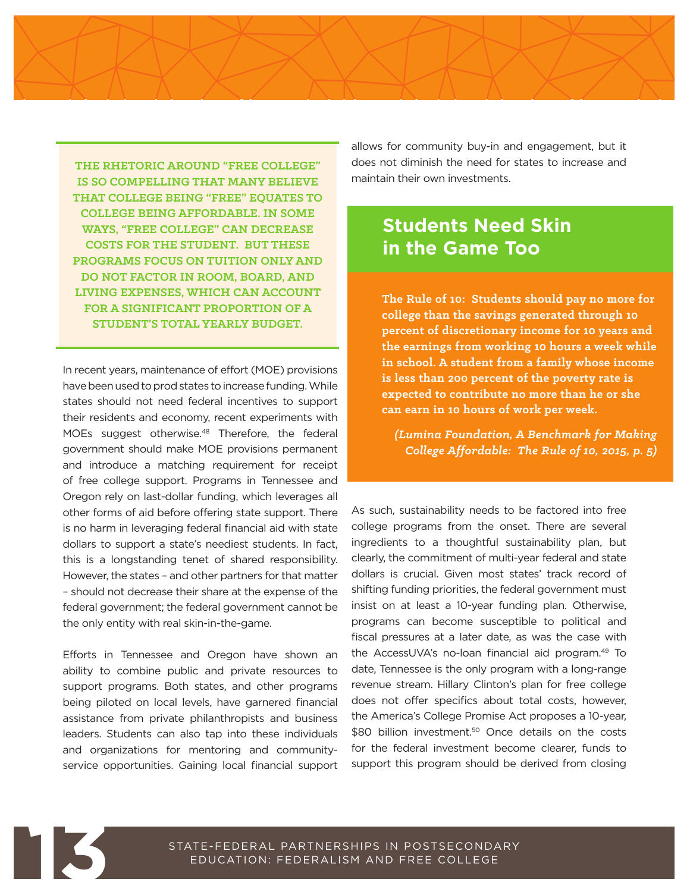**THE RHETORIC AROUND "FREE COLLEGE" IS SO COMPELLING THAT MANY BELIEVE THAT COLLEGE BEING "FREE" EQUATES TO COLLEGE BEING AFFORDABLE. IN SOME WAYS, "FREE COLLEGE" CAN DECREASE COSTS FOR THE STUDENT. BUT THESE PROGRAMS FOCUS ON TUITION ONLY AND DO NOT FACTOR IN ROOM, BOARD, AND LIVING EXPENSES, WHICH CAN ACCOUNT FOR A SIGNIFICANT PROPORTION OF A STUDENT'S TOTAL YEARLY BUDGET.**

In recent years, maintenance of effort (MOE) provisions have been used to prod states to increase funding. While states should not need federal incentives to support their residents and economy, recent experiments with MOEs suggest otherwise.[48] Therefore, the federal government should make MOE provisions permanent and introduce a matching requirement for receipt of free college support. Programs in Tennessee and Oregon rely on last-dollar funding, which leverages all other forms of aid before offering state support. There is no harm in leveraging federal financial aid with state dollars to support a state's neediest students. In fact, this is a longstanding tenet of shared responsibility. However, the states – and other partners for that matter – should not decrease their share at the expense of the federal government; the federal government cannot be the only entity with real skin-in-the-game.

Efforts in Tennessee and Oregon have shown an ability to combine public and private resources to support programs. Both states, and other programs being piloted on local levels, have garnered financial assistance from private philanthropists and business leaders. Students can also tap into these individuals and organizations for mentoring and community-service opportunities. Gaining local financial support allows for community buy-in and engagement, but it does not diminish the need for states to increase and maintain their own investments.

## Students Need Skin in the Game Too

**The Rule of 10: Students should pay no more for college than the savings generated through 10 percent of discretionary income for 10 years and the earnings from working 10 hours a week while in school. A student from a family whose income is less than 200 percent of the poverty rate is expected to contribute no more than he or she can earn in 10 hours of work per week.**

***(Lumina Foundation, A Benchmark for Making College Affordable: The Rule of 10, 2015, p. 5)***

As such, sustainability needs to be factored into free college programs from the onset. There are several ingredients to a thoughtful sustainability plan, but clearly, the commitment of multi-year federal and state dollars is crucial. Given most states' track record of shifting funding priorities, the federal government must insist on at least a 10-year funding plan. Otherwise, programs can become susceptible to political and fiscal pressures at a later date, as was the case with the AccessUVA's no-loan financial aid program.[49] To date, Tennessee is the only program with a long-range revenue stream. Hillary Clinton's plan for free college does not offer specifics about total costs, however, the America's College Promise Act proposes a 10-year, $80 billion investment.[50] Once details on the costs for the federal investment become clearer, funds to support this program should be derived from closing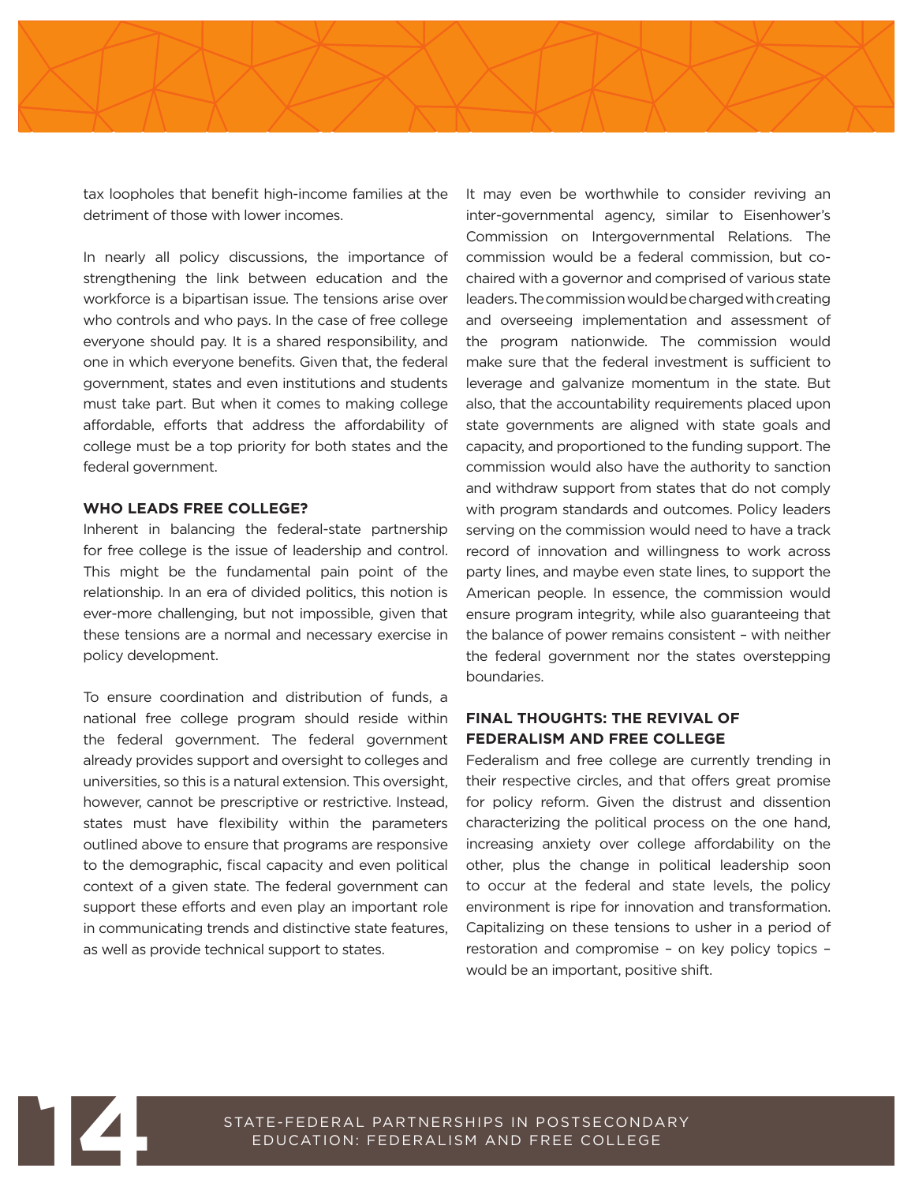tax loopholes that benefit high-income families at the detriment of those with lower incomes.

In nearly all policy discussions, the importance of strengthening the link between education and the workforce is a bipartisan issue. The tensions arise over who controls and who pays. In the case of free college everyone should pay. It is a shared responsibility, and one in which everyone benefits. Given that, the federal government, states and even institutions and students must take part. But when it comes to making college affordable, efforts that address the affordability of college must be a top priority for both states and the federal government.

## WHO LEADS FREE COLLEGE?

Inherent in balancing the federal-state partnership for free college is the issue of leadership and control. This might be the fundamental pain point of the relationship. In an era of divided politics, this notion is ever-more challenging, but not impossible, given that these tensions are a normal and necessary exercise in policy development.

To ensure coordination and distribution of funds, a national free college program should reside within the federal government. The federal government already provides support and oversight to colleges and universities, so this is a natural extension. This oversight, however, cannot be prescriptive or restrictive. Instead, states must have flexibility within the parameters outlined above to ensure that programs are responsive to the demographic, fiscal capacity and even political context of a given state. The federal government can support these efforts and even play an important role in communicating trends and distinctive state features, as well as provide technical support to states.

It may even be worthwhile to consider reviving an inter-governmental agency, similar to Eisenhower's Commission on Intergovernmental Relations. The commission would be a federal commission, but co-chaired with a governor and comprised of various state leaders. The commission would be charged with creating and overseeing implementation and assessment of the program nationwide. The commission would make sure that the federal investment is sufficient to leverage and galvanize momentum in the state. But also, that the accountability requirements placed upon state governments are aligned with state goals and capacity, and proportioned to the funding support. The commission would also have the authority to sanction and withdraw support from states that do not comply with program standards and outcomes. Policy leaders serving on the commission would need to have a track record of innovation and willingness to work across party lines, and maybe even state lines, to support the American people. In essence, the commission would ensure program integrity, while also guaranteeing that the balance of power remains consistent – with neither the federal government nor the states overstepping boundaries.

## FINAL THOUGHTS: THE REVIVAL OF FEDERALISM AND FREE COLLEGE

Federalism and free college are currently trending in their respective circles, and that offers great promise for policy reform. Given the distrust and dissention characterizing the political process on the one hand, increasing anxiety over college affordability on the other, plus the change in political leadership soon to occur at the federal and state levels, the policy environment is ripe for innovation and transformation. Capitalizing on these tensions to usher in a period of restoration and compromise – on key policy topics – would be an important, positive shift.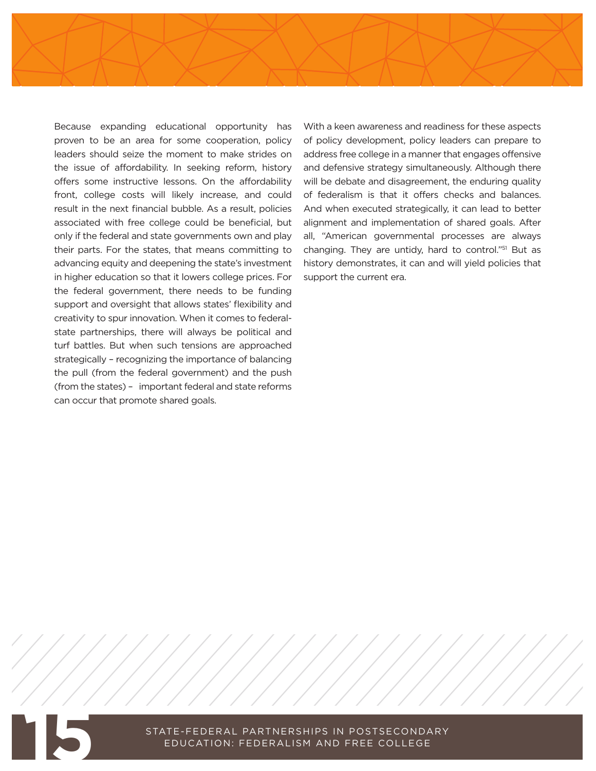Because expanding educational opportunity has proven to be an area for some cooperation, policy leaders should seize the moment to make strides on the issue of affordability. In seeking reform, history offers some instructive lessons. On the affordability front, college costs will likely increase, and could result in the next financial bubble. As a result, policies associated with free college could be beneficial, but only if the federal and state governments own and play their parts. For the states, that means committing to advancing equity and deepening the state's investment in higher education so that it lowers college prices. For the federal government, there needs to be funding support and oversight that allows states' flexibility and creativity to spur innovation. When it comes to federal-state partnerships, there will always be political and turf battles. But when such tensions are approached strategically – recognizing the importance of balancing the pull (from the federal government) and the push (from the states) – important federal and state reforms can occur that promote shared goals.

With a keen awareness and readiness for these aspects of policy development, policy leaders can prepare to address free college in a manner that engages offensive and defensive strategy simultaneously. Although there will be debate and disagreement, the enduring quality of federalism is that it offers checks and balances. And when executed strategically, it can lead to better alignment and implementation of shared goals. After all, "American governmental processes are always changing. They are untidy, hard to control."[51] But as history demonstrates, it can and will yield policies that support the current era.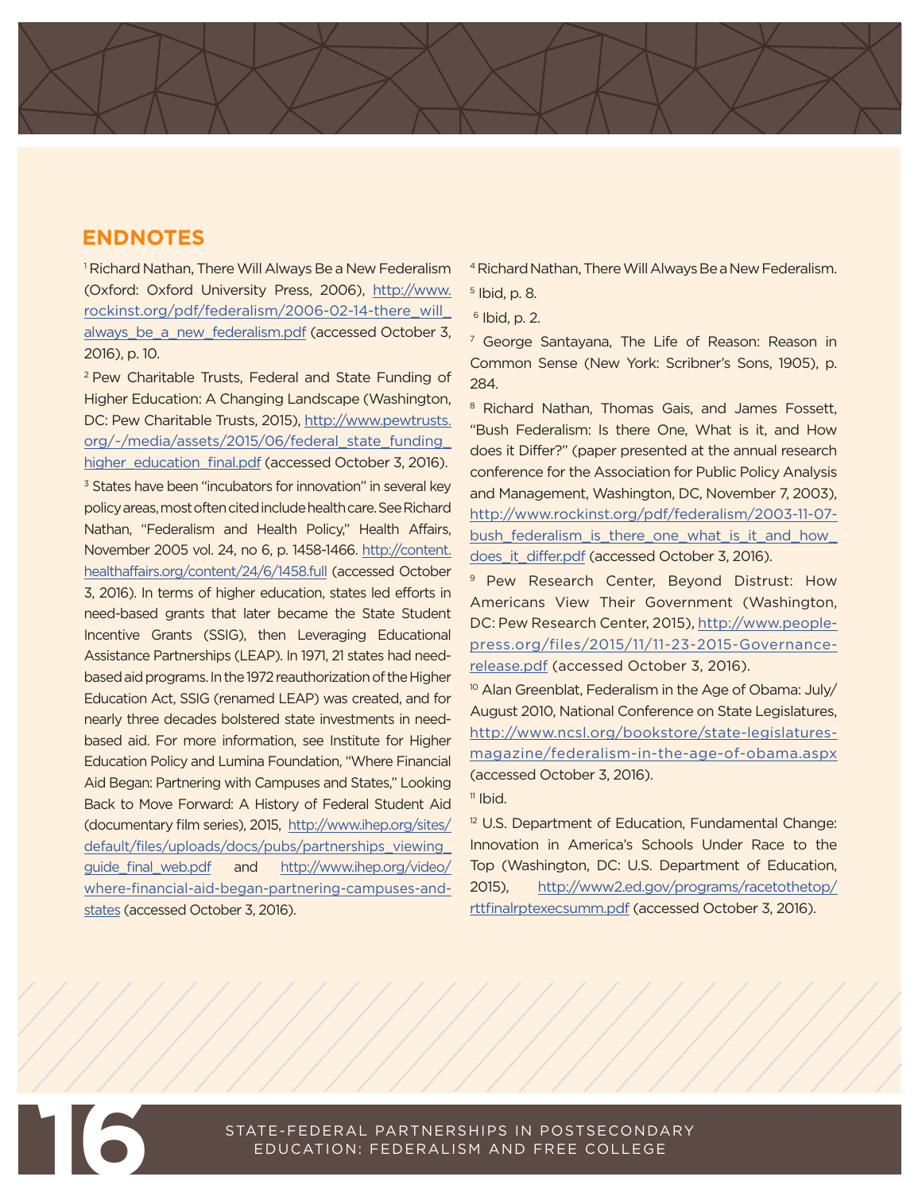## ENDNOTES

[1] Richard Nathan, There Will Always Be a New Federalism (Oxford: Oxford University Press, 2006), http://www.rockinst.org/pdf/federalism/2006-02-14-there_will_always_be_a_new_federalism.pdf (accessed October 3, 2016), p. 10.

[2] Pew Charitable Trusts, Federal and State Funding of Higher Education: A Changing Landscape (Washington, DC: Pew Charitable Trusts, 2015), http://www.pewtrusts.org/-/media/assets/2015/06/federal_state_funding_higher_education_final.pdf (accessed October 3, 2016).

[3] States have been "incubators for innovation" in several key policy areas, most often cited include health care. See Richard Nathan, "Federalism and Health Policy," Health Affairs, November 2005 vol. 24, no 6, p. 1458-1466. http://content.healthaffairs.org/content/24/6/1458.full (accessed October 3, 2016). In terms of higher education, states led efforts in need-based grants that later became the State Student Incentive Grants (SSIG), then Leveraging Educational Assistance Partnerships (LEAP). In 1971, 21 states had need-based aid programs. In the 1972 reauthorization of the Higher Education Act, SSIG (renamed LEAP) was created, and for nearly three decades bolstered state investments in need-based aid. For more information, see Institute for Higher Education Policy and Lumina Foundation, "Where Financial Aid Began: Partnering with Campuses and States," Looking Back to Move Forward: A History of Federal Student Aid (documentary film series), 2015, http://www.ihep.org/sites/default/files/uploads/docs/pubs/partnerships_viewing_guide_final_web.pdf and http://www.ihep.org/video/where-financial-aid-began-partnering-campuses-and-states (accessed October 3, 2016).

[4] Richard Nathan, There Will Always Be a New Federalism.

[5] Ibid, p. 8.

[6] Ibid, p. 2.

[7] George Santayana, The Life of Reason: Reason in Common Sense (New York: Scribner's Sons, 1905), p. 284.

[8] Richard Nathan, Thomas Gais, and James Fossett, "Bush Federalism: Is there One, What is it, and How does it Differ?" (paper presented at the annual research conference for the Association for Public Policy Analysis and Management, Washington, DC, November 7, 2003), http://www.rockinst.org/pdf/federalism/2003-11-07-bush_federalism_is_there_one_what_is_it_and_how_does_it_differ.pdf (accessed October 3, 2016).

[9] Pew Research Center, Beyond Distrust: How Americans View Their Government (Washington, DC: Pew Research Center, 2015), http://www.people-press.org/files/2015/11/11-23-2015-Governance-release.pdf (accessed October 3, 2016).

[10] Alan Greenblat, Federalism in the Age of Obama: July/August 2010, National Conference on State Legislatures, http://www.ncsl.org/bookstore/state-legislatures-magazine/federalism-in-the-age-of-obama.aspx (accessed October 3, 2016).

[11] Ibid.

[12] U.S. Department of Education, Fundamental Change: Innovation in America's Schools Under Race to the Top (Washington, DC: U.S. Department of Education, 2015), http://www2.ed.gov/programs/racetothetop/rttfinalrptexecsumm.pdf (accessed October 3, 2016).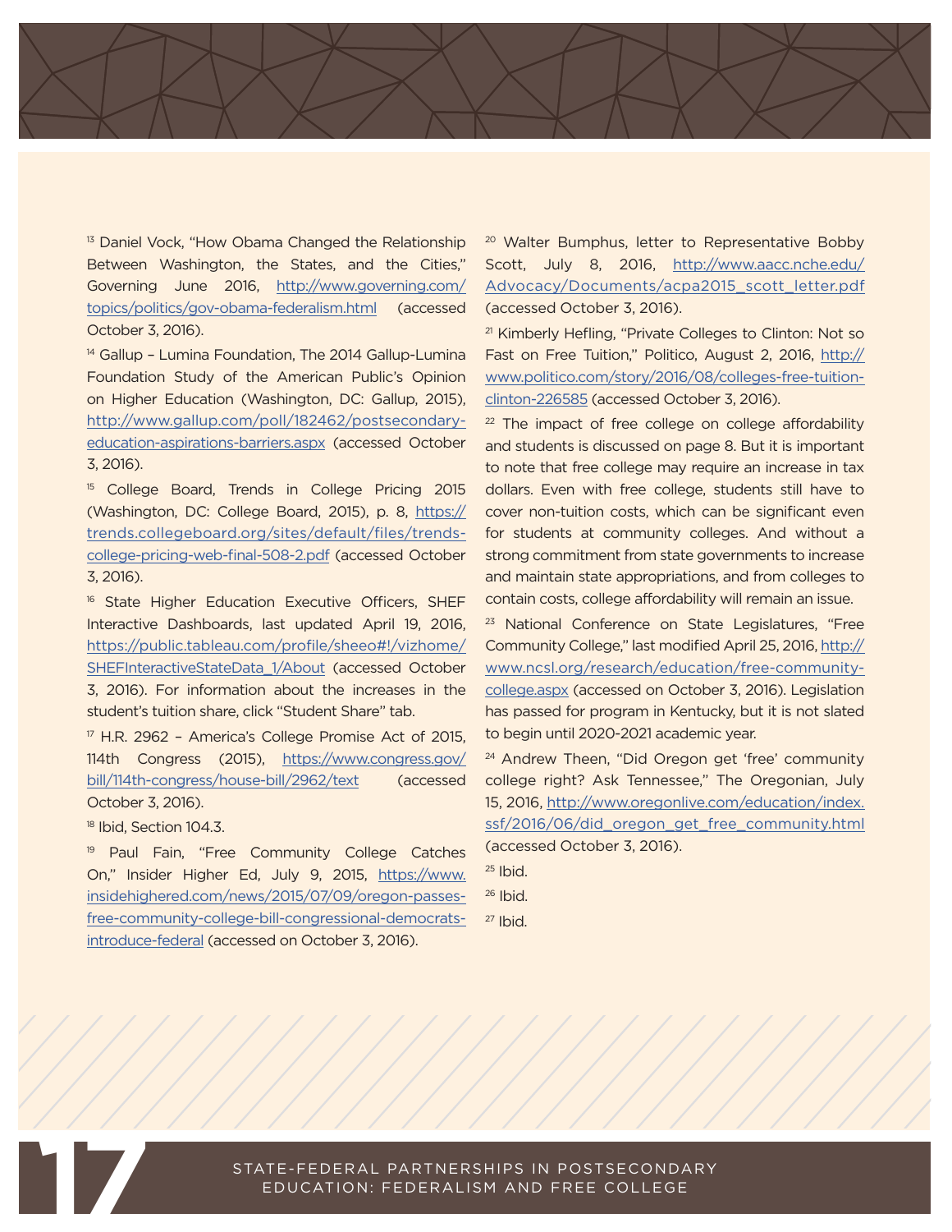[13] Daniel Vock, "How Obama Changed the Relationship Between Washington, the States, and the Cities," Governing June 2016, http://www.governing.com/topics/politics/gov-obama-federalism.html (accessed October 3, 2016).

[14] Gallup – Lumina Foundation, The 2014 Gallup-Lumina Foundation Study of the American Public's Opinion on Higher Education (Washington, DC: Gallup, 2015), http://www.gallup.com/poll/182462/postsecondary-education-aspirations-barriers.aspx (accessed October 3, 2016).

[15] College Board, Trends in College Pricing 2015 (Washington, DC: College Board, 2015), p. 8, https://trends.collegeboard.org/sites/default/files/trends-college-pricing-web-final-508-2.pdf (accessed October 3, 2016).

[16] State Higher Education Executive Officers, SHEF Interactive Dashboards, last updated April 19, 2016, https://public.tableau.com/profile/sheeo#!/vizhome/SHEFInteractiveStateData_1/About (accessed October 3, 2016). For information about the increases in the student's tuition share, click "Student Share" tab.

[17] H.R. 2962 – America's College Promise Act of 2015, 114th Congress (2015), https://www.congress.gov/bill/114th-congress/house-bill/2962/text (accessed October 3, 2016).

[18] Ibid, Section 104.3.

[19] Paul Fain, "Free Community College Catches On," Insider Higher Ed, July 9, 2015, https://www.insidehighered.com/news/2015/07/09/oregon-passes-free-community-college-bill-congressional-democrats-introduce-federal (accessed on October 3, 2016).

[20] Walter Bumphus, letter to Representative Bobby Scott, July 8, 2016, http://www.aacc.nche.edu/Advocacy/Documents/acpa2015_scott_letter.pdf (accessed October 3, 2016).

[21] Kimberly Hefling, "Private Colleges to Clinton: Not so Fast on Free Tuition," Politico, August 2, 2016, http://www.politico.com/story/2016/08/colleges-free-tuition-clinton-226585 (accessed October 3, 2016).

[22] The impact of free college on college affordability and students is discussed on page 8. But it is important to note that free college may require an increase in tax dollars. Even with free college, students still have to cover non-tuition costs, which can be significant even for students at community colleges. And without a strong commitment from state governments to increase and maintain state appropriations, and from colleges to contain costs, college affordability will remain an issue.

[23] National Conference on State Legislatures, "Free Community College," last modified April 25, 2016, http://www.ncsl.org/research/education/free-community-college.aspx (accessed on October 3, 2016). Legislation has passed for program in Kentucky, but it is not slated to begin until 2020-2021 academic year.

[24] Andrew Theen, "Did Oregon get 'free' community college right? Ask Tennessee," The Oregonian, July 15, 2016, http://www.oregonlive.com/education/index.ssf/2016/06/did_oregon_get_free_community.html (accessed October 3, 2016).

[25] Ibid.

[26] Ibid.

[27] Ibid.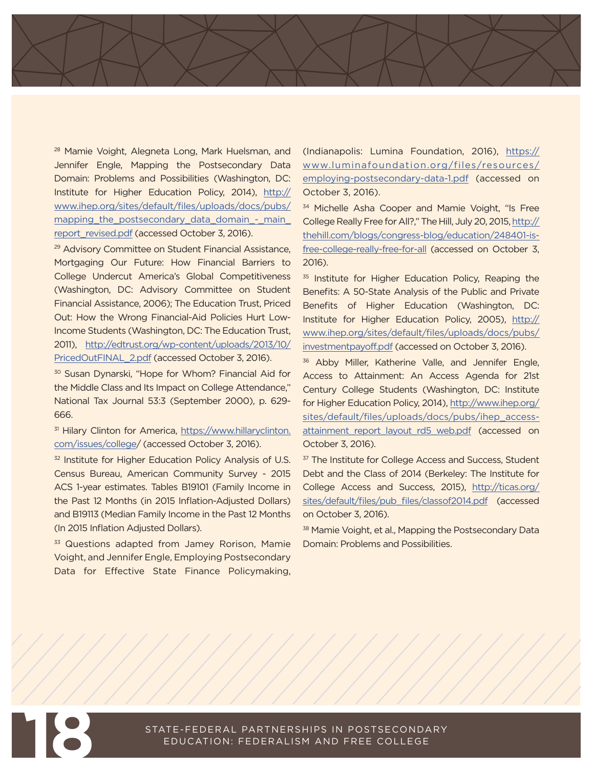[28] Mamie Voight, Alegneta Long, Mark Huelsman, and Jennifer Engle, Mapping the Postsecondary Data Domain: Problems and Possibilities (Washington, DC: Institute for Higher Education Policy, 2014), http://www.ihep.org/sites/default/files/uploads/docs/pubs/mapping_the_postsecondary_data_domain_-_main_report_revised.pdf (accessed October 3, 2016).

[29] Advisory Committee on Student Financial Assistance, Mortgaging Our Future: How Financial Barriers to College Undercut America's Global Competitiveness (Washington, DC: Advisory Committee on Student Financial Assistance, 2006); The Education Trust, Priced Out: How the Wrong Financial-Aid Policies Hurt Low-Income Students (Washington, DC: The Education Trust, 2011), http://edtrust.org/wp-content/uploads/2013/10/PricedOutFINAL_2.pdf (accessed October 3, 2016).

[30] Susan Dynarski, "Hope for Whom? Financial Aid for the Middle Class and Its Impact on College Attendance," National Tax Journal 53:3 (September 2000), p. 629-666.

[31] Hilary Clinton for America, https://www.hillaryclinton.com/issues/college/ (accessed October 3, 2016).

[32] Institute for Higher Education Policy Analysis of U.S. Census Bureau, American Community Survey - 2015 ACS 1-year estimates. Tables B19101 (Family Income in the Past 12 Months (in 2015 Inflation-Adjusted Dollars) and B19113 (Median Family Income in the Past 12 Months (In 2015 Inflation Adjusted Dollars).

[33] Questions adapted from Jamey Rorison, Mamie Voight, and Jennifer Engle, Employing Postsecondary Data for Effective State Finance Policymaking, (Indianapolis: Lumina Foundation, 2016), https://www.luminafoundation.org/files/resources/employing-postsecondary-data-1.pdf (accessed on October 3, 2016).

[34] Michelle Asha Cooper and Mamie Voight, "Is Free College Really Free for All?," The Hill, July 20, 2015, http://thehill.com/blogs/congress-blog/education/248401-is-free-college-really-free-for-all (accessed on October 3, 2016).

[35] Institute for Higher Education Policy, Reaping the Benefits: A 50-State Analysis of the Public and Private Benefits of Higher Education (Washington, DC: Institute for Higher Education Policy, 2005), http://www.ihep.org/sites/default/files/uploads/docs/pubs/investmentpayoff.pdf (accessed on October 3, 2016).

[36] Abby Miller, Katherine Valle, and Jennifer Engle, Access to Attainment: An Access Agenda for 21st Century College Students (Washington, DC: Institute for Higher Education Policy, 2014), http://www.ihep.org/sites/default/files/uploads/docs/pubs/ihep_access-attainment_report_layout_rd5_web.pdf (accessed on October 3, 2016).

[37] The Institute for College Access and Success, Student Debt and the Class of 2014 (Berkeley: The Institute for College Access and Success, 2015), http://ticas.org/sites/default/files/pub_files/classof2014.pdf (accessed on October 3, 2016).

[38] Mamie Voight, et al., Mapping the Postsecondary Data Domain: Problems and Possibilities.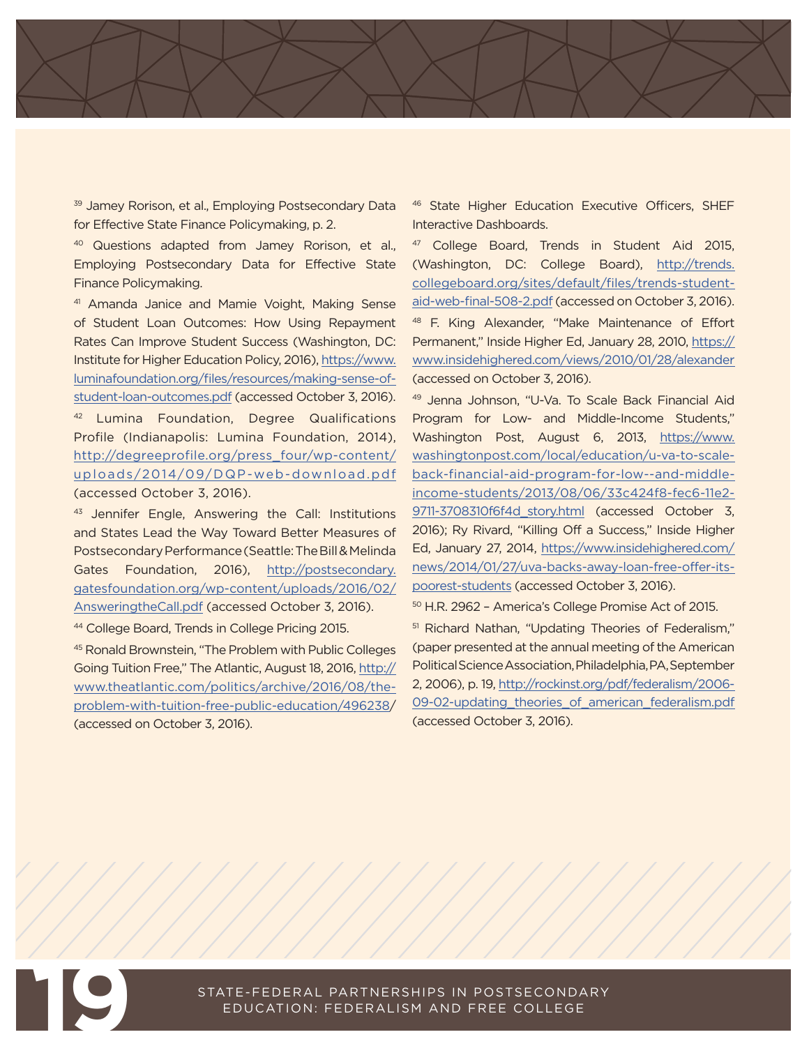[39] Jamey Rorison, et al., Employing Postsecondary Data for Effective State Finance Policymaking, p. 2.

[40] Questions adapted from Jamey Rorison, et al., Employing Postsecondary Data for Effective State Finance Policymaking.

[41] Amanda Janice and Mamie Voight, Making Sense of Student Loan Outcomes: How Using Repayment Rates Can Improve Student Success (Washington, DC: Institute for Higher Education Policy, 2016), https://www.luminafoundation.org/files/resources/making-sense-of-student-loan-outcomes.pdf (accessed October 3, 2016).

[42] Lumina Foundation, Degree Qualifications Profile (Indianapolis: Lumina Foundation, 2014), http://degreeprofile.org/press_four/wp-content/uploads/2014/09/DQP-web-download.pdf (accessed October 3, 2016).

[43] Jennifer Engle, Answering the Call: Institutions and States Lead the Way Toward Better Measures of Postsecondary Performance (Seattle: The Bill & Melinda Gates Foundation, 2016), http://postsecondary.gatesfoundation.org/wp-content/uploads/2016/02/AnsweringtheCall.pdf (accessed October 3, 2016).

[44] College Board, Trends in College Pricing 2015.

[45] Ronald Brownstein, "The Problem with Public Colleges Going Tuition Free," The Atlantic, August 18, 2016, http://www.theatlantic.com/politics/archive/2016/08/the-problem-with-tuition-free-public-education/496238/ (accessed on October 3, 2016).

[46] State Higher Education Executive Officers, SHEF Interactive Dashboards.

[47] College Board, Trends in Student Aid 2015, (Washington, DC: College Board), http://trends.collegeboard.org/sites/default/files/trends-student-aid-web-final-508-2.pdf (accessed on October 3, 2016).

[48] F. King Alexander, "Make Maintenance of Effort Permanent," Inside Higher Ed, January 28, 2010, https://www.insidehighered.com/views/2010/01/28/alexander (accessed on October 3, 2016).

[49] Jenna Johnson, "U-Va. To Scale Back Financial Aid Program for Low- and Middle-Income Students," Washington Post, August 6, 2013, https://www.washingtonpost.com/local/education/u-va-to-scale-back-financial-aid-program-for-low--and-middle-income-students/2013/08/06/33c424f8-fec6-11e2-9711-3708310f6f4d_story.html (accessed October 3, 2016); Ry Rivard, "Killing Off a Success," Inside Higher Ed, January 27, 2014, https://www.insidehighered.com/news/2014/01/27/uva-backs-away-loan-free-offer-its-poorest-students (accessed October 3, 2016).

[50] H.R. 2962 – America's College Promise Act of 2015.

[51] Richard Nathan, "Updating Theories of Federalism," (paper presented at the annual meeting of the American Political Science Association, Philadelphia, PA, September 2, 2006), p. 19, http://rockinst.org/pdf/federalism/2006-09-02-updating_theories_of_american_federalism.pdf (accessed October 3, 2016).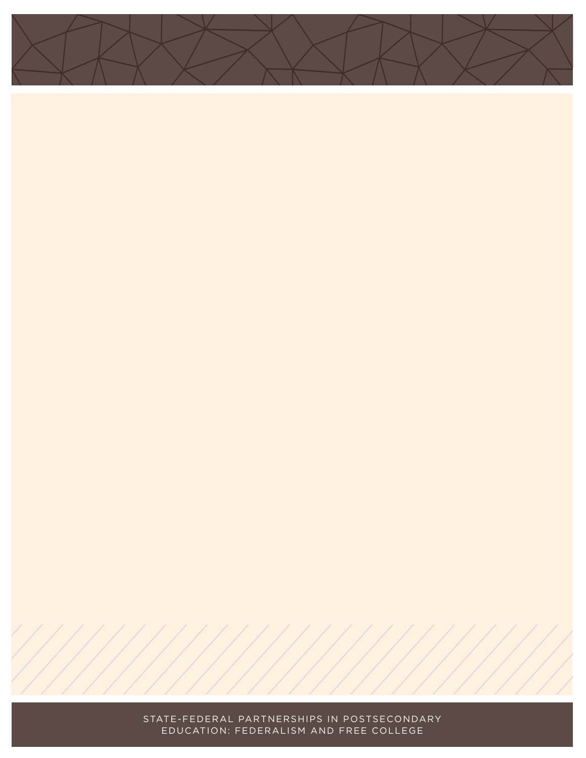STATE-FEDERAL PARTNERSHIPS IN POSTSECONDARY EDUCATION: FEDERALISM AND FREE COLLEGE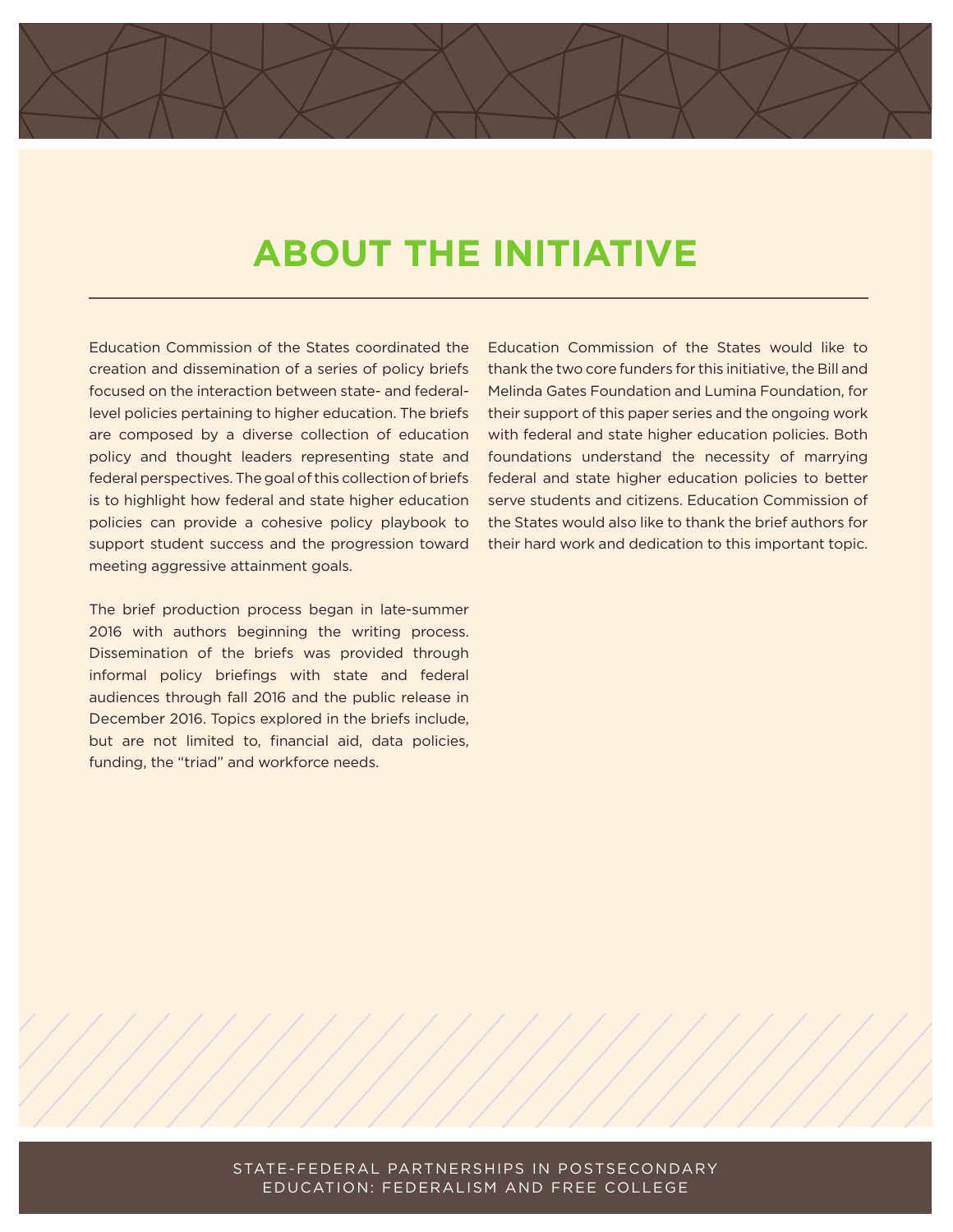# ABOUT THE INITIATIVE

Education Commission of the States coordinated the creation and dissemination of a series of policy briefs focused on the interaction between state- and federal-level policies pertaining to higher education. The briefs are composed by a diverse collection of education policy and thought leaders representing state and federal perspectives. The goal of this collection of briefs is to highlight how federal and state higher education policies can provide a cohesive policy playbook to support student success and the progression toward meeting aggressive attainment goals.

The brief production process began in late-summer 2016 with authors beginning the writing process. Dissemination of the briefs was provided through informal policy briefings with state and federal audiences through fall 2016 and the public release in December 2016. Topics explored in the briefs include, but are not limited to, financial aid, data policies, funding, the "triad" and workforce needs.

Education Commission of the States would like to thank the two core funders for this initiative, the Bill and Melinda Gates Foundation and Lumina Foundation, for their support of this paper series and the ongoing work with federal and state higher education policies. Both foundations understand the necessity of marrying federal and state higher education policies to better serve students and citizens. Education Commission of the States would also like to thank the brief authors for their hard work and dedication to this important topic.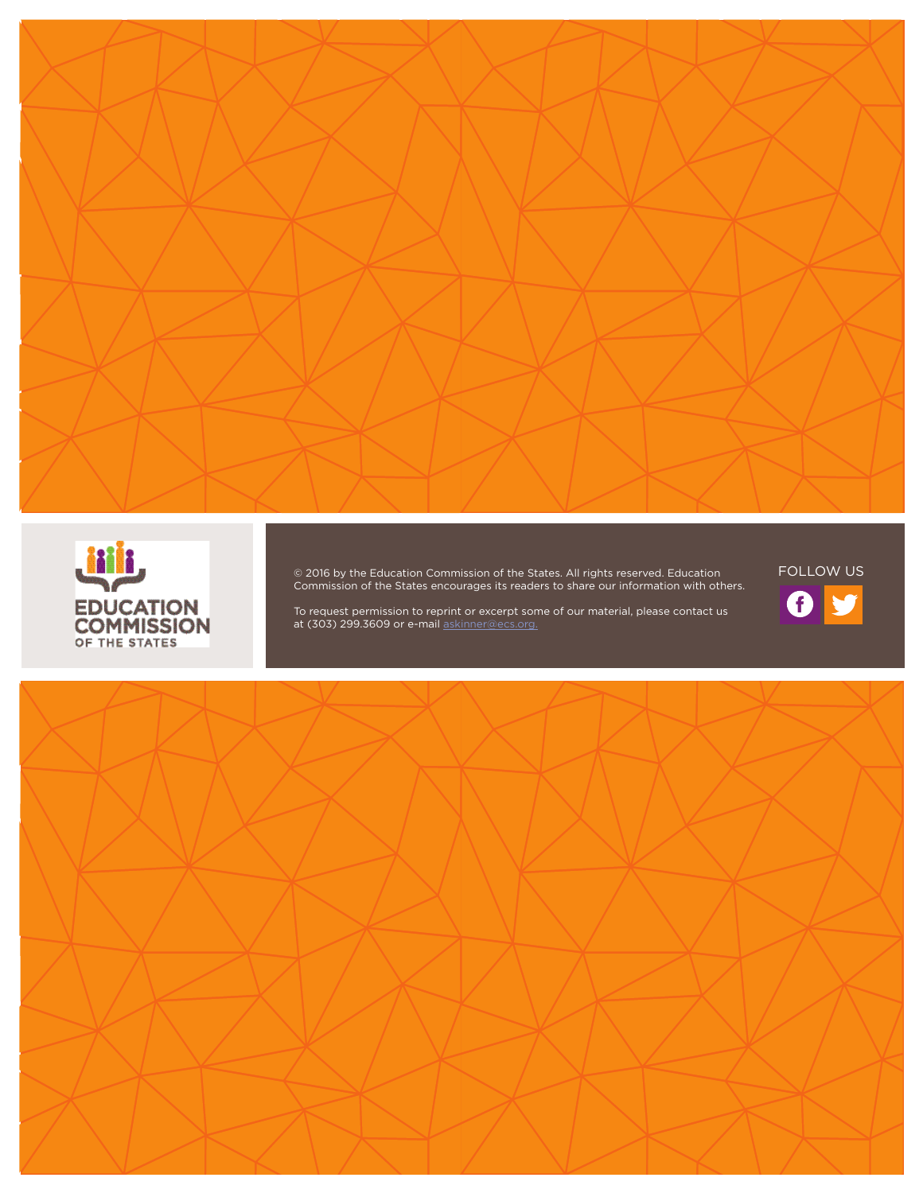EDUCATION COMMISSION OF THE STATES

© 2016 by the Education Commission of the States. All rights reserved. Education Commission of the States encourages its readers to share our information with others.

To request permission to reprint or excerpt some of our material, please contact us at (303) 299.3609 or e-mail askinner@ecs.org.

FOLLOW US